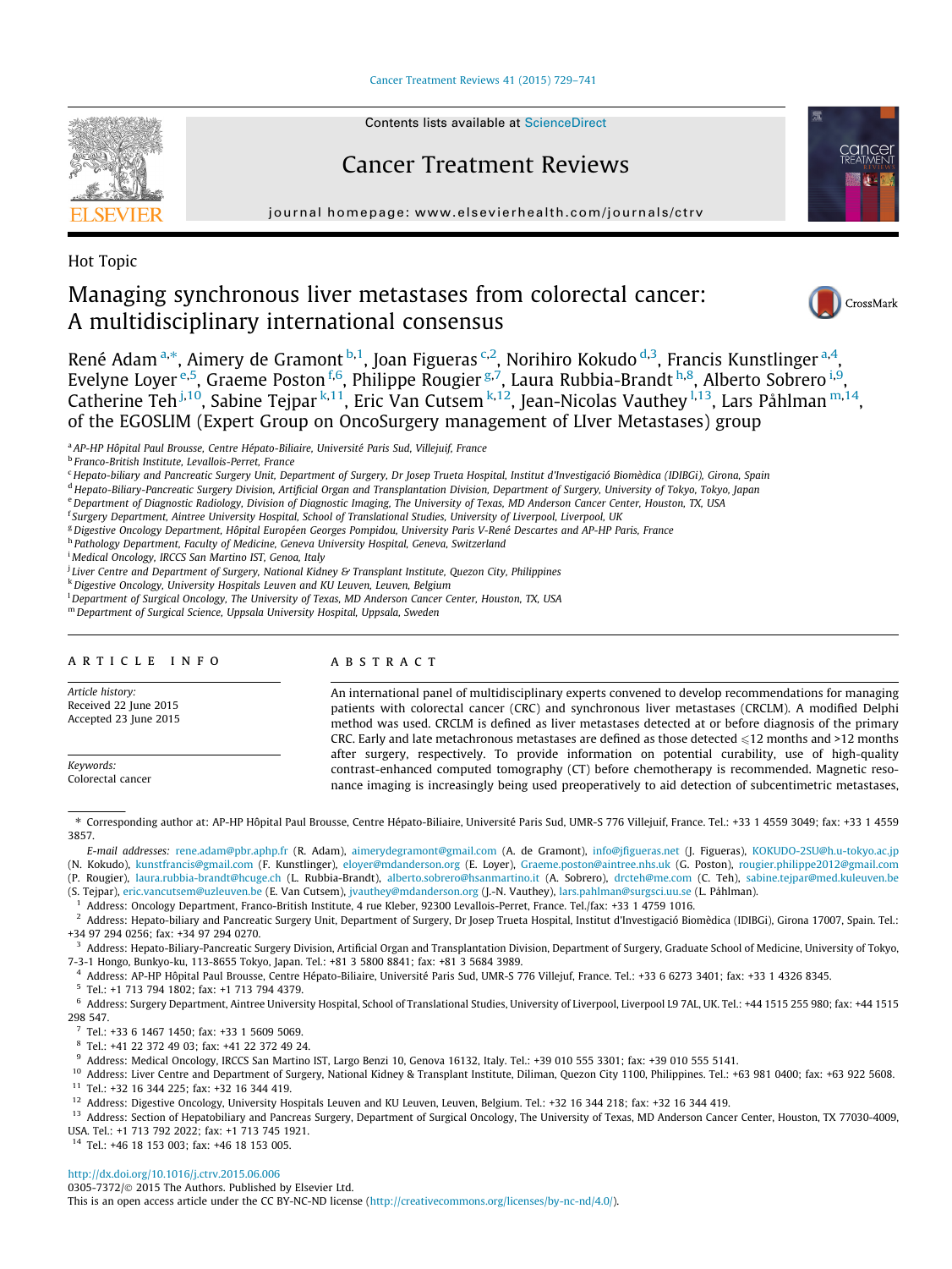Hot Topic

# Managing synchronous liver metastases from colorectal cancer: A multidisciplinary international consensus

René Adam [a,*], Aimery de Gramont [b,1], Joan Figueras [c,2], Norihiro Kokudo [d,3], Francis Kunstlinger [a,4], Evelyne Loyer [e,5], Graeme Poston [f,6], Philippe Rougier [g,7], Laura Rubbia-Brandt [h,8], Alberto Sobrero [i,9], Catherine Teh [j,10], Sabine Tejpar [k,11], Eric Van Cutsem [k,12], Jean-Nicolas Vauthey [l,13], Lars Påhlman [m,14], of the EGOSLIM (Expert Group on OncoSurgery management of LIver Metastases) group

[a] AP-HP Hôpital Paul Brousse, Centre Hépato-Biliaire, Université Paris Sud, Villejuif, France
[b] Franco-British Institute, Levallois-Perret, France
[c] Hepato-biliary and Pancreatic Surgery Unit, Department of Surgery, Dr Josep Trueta Hospital, Institut d'Investigació Biomèdica (IDIBGi), Girona, Spain
[d] Hepato-Biliary-Pancreatic Surgery Division, Artificial Organ and Transplantation Division, Department of Surgery, University of Tokyo, Tokyo, Japan
[e] Department of Diagnostic Radiology, Division of Diagnostic Imaging, The University of Texas, MD Anderson Cancer Center, Houston, TX, USA
[f] Surgery Department, Aintree University Hospital, School of Translational Studies, University of Liverpool, Liverpool, UK
[g] Digestive Oncology Department, Hôpital Européen Georges Pompidou, University Paris V-René Descartes and AP-HP Paris, France
[h] Pathology Department, Faculty of Medicine, Geneva University Hospital, Geneva, Switzerland
[i] Medical Oncology, IRCCS San Martino IST, Genoa, Italy
[j] Liver Centre and Department of Surgery, National Kidney & Transplant Institute, Quezon City, Philippines
[k] Digestive Oncology, University Hospitals Leuven and KU Leuven, Leuven, Belgium
[l] Department of Surgical Oncology, The University of Texas, MD Anderson Cancer Center, Houston, TX, USA
[m] Department of Surgical Science, Uppsala University Hospital, Uppsala, Sweden

## ARTICLE INFO

*Article history:*
Received 22 June 2015
Accepted 23 June 2015

*Keywords:*
Colorectal cancer

## ABSTRACT

An international panel of multidisciplinary experts convened to develop recommendations for managing patients with colorectal cancer (CRC) and synchronous liver metastases (CRCLM). A modified Delphi method was used. CRCLM is defined as liver metastases detected at or before diagnosis of the primary CRC. Early and late metachronous metastases are defined as those detected ⩽12 months and >12 months after surgery, respectively. To provide information on potential curability, use of high-quality contrast-enhanced computed tomography (CT) before chemotherapy is recommended. Magnetic resonance imaging is increasingly being used preoperatively to aid detection of subcentimetric metastases,

---

* Corresponding author at: AP-HP Hôpital Paul Brousse, Centre Hépato-Biliaire, Université Paris Sud, UMR-S 776 Villejuif, France. Tel.: +33 1 4559 3049; fax: +33 1 4559 3857.

*E-mail addresses:* rene.adam@pbr.aphp.fr (R. Adam), aimerydegramont@gmail.com (A. de Gramont), info@jfigueras.net (J. Figueras), KOKUDO-2SU@h.u-tokyo.ac.jp (N. Kokudo), kunstfrancis@gmail.com (F. Kunstlinger), eloyer@mdanderson.org (E. Loyer), Graeme.poston@aintree.nhs.uk (G. Poston), rougier.philippe2012@gmail.com (P. Rougier), laura.rubbia-brandt@hcuge.ch (L. Rubbia-Brandt), alberto.sobrero@hsanmartino.it (A. Sobrero), drcteh@me.com (C. Teh), sabine.tejpar@med.kuleuven.be (S. Tejpar), eric.vancutsem@uzleuven.be (E. Van Cutsem), jvauthey@mdanderson.org (J.-N. Vauthey), lars.pahlman@surgsci.uu.se (L. Påhlman).

[1] Address: Oncology Department, Franco-British Institute, 4 rue Kleber, 92300 Levallois-Perret, France. Tel./fax: +33 1 4759 1016.
[2] Address: Hepato-biliary and Pancreatic Surgery Unit, Department of Surgery, Dr Josep Trueta Hospital, Institut d'Investigació Biomèdica (IDIBGi), Girona 17007, Spain. Tel.: +34 97 294 0256; fax: +34 97 294 0270.
[3] Address: Hepato-Biliary-Pancreatic Surgery Division, Artificial Organ and Transplantation Division, Department of Surgery, Graduate School of Medicine, University of Tokyo, 7-3-1 Hongo, Bunkyo-ku, 113-8655 Tokyo, Japan. Tel.: +81 3 5800 8841; fax: +81 3 5684 3989.
[4] Address: AP-HP Hôpital Paul Brousse, Centre Hépato-Biliaire, Université Paris Sud, UMR-S 776 Villejuif, France. Tel.: +33 6 6273 3401; fax: +33 1 4326 8345.
[5] Tel.: +1 713 794 1802; fax: +1 713 794 4379.
[6] Address: Surgery Department, Aintree University Hospital, School of Translational Studies, University of Liverpool, Liverpool L9 7AL, UK. Tel.: +44 1515 255 980; fax: +44 1515 298 547.
[7] Tel.: +33 6 1467 1450; fax: +33 1 5609 5069.
[8] Tel.: +41 22 372 49 03; fax: +41 22 372 49 24.
[9] Address: Medical Oncology, IRCCS San Martino IST, Largo Benzi 10, Genova 16132, Italy. Tel.: +39 010 555 3301; fax: +39 010 555 5141.
[10] Address: Liver Centre and Department of Surgery, National Kidney & Transplant Institute, Diliman, Quezon City 1100, Philippines. Tel.: +63 981 0400; fax: +63 922 5608.
[11] Tel.: +32 16 344 225; fax: +32 16 344 419.
[12] Address: Digestive Oncology, University Hospitals Leuven and KU Leuven, Leuven, Belgium. Tel.: +32 16 344 218; fax: +32 16 344 419.
[13] Address: Section of Hepatobiliary and Pancreas Surgery, Department of Surgical Oncology, The University of Texas, MD Anderson Cancer Center, Houston, TX 77030-4009, USA. Tel.: +1 713 792 2022; fax: +1 713 745 1921.
[14] Tel.: +46 18 153 003; fax: +46 18 153 005.

http://dx.doi.org/10.1016/j.ctrv.2015.06.006
0305-7372/© 2015 The Authors. Published by Elsevier Ltd.
This is an open access article under the CC BY-NC-ND license (http://creativecommons.org/licenses/by-nc-nd/4.0/).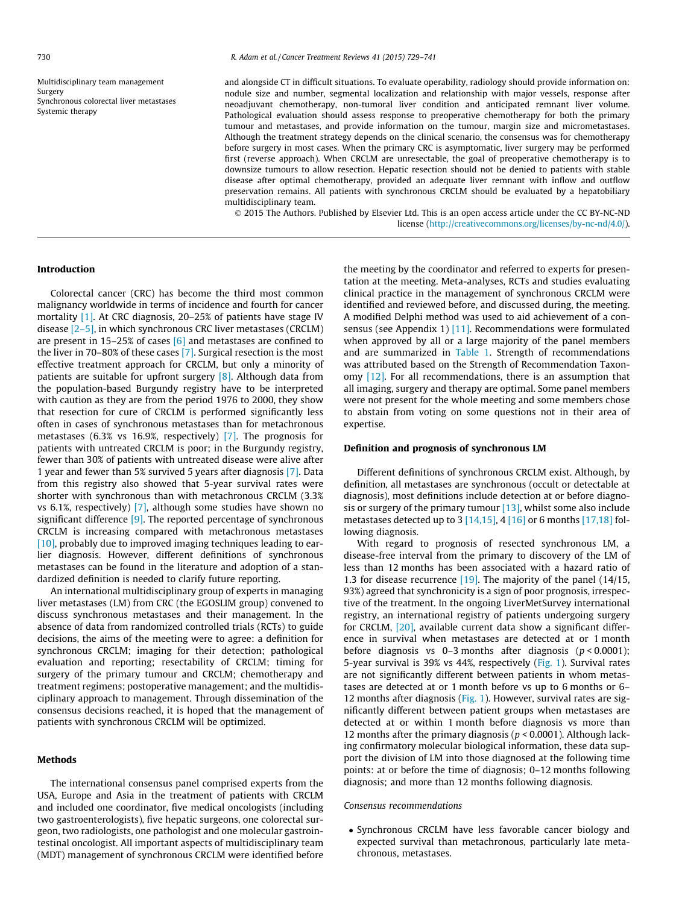Multidisciplinary team management
Surgery
Synchronous colorectal liver metastases
Systemic therapy

and alongside CT in difficult situations. To evaluate operability, radiology should provide information on: nodule size and number, segmental localization and relationship with major vessels, response after neoadjuvant chemotherapy, non-tumoral liver condition and anticipated remnant liver volume. Pathological evaluation should assess response to preoperative chemotherapy for both the primary tumour and metastases, and provide information on the tumour, margin size and micrometastases. Although the treatment strategy depends on the clinical scenario, the consensus was for chemotherapy before surgery in most cases. When the primary CRC is asymptomatic, liver surgery may be performed first (reverse approach). When CRCLM are unresectable, the goal of preoperative chemotherapy is to downsize tumours to allow resection. Hepatic resection should not be denied to patients with stable disease after optimal chemotherapy, provided an adequate liver remnant with inflow and outflow preservation remains. All patients with synchronous CRCLM should be evaluated by a hepatobiliary multidisciplinary team.

© 2015 The Authors. Published by Elsevier Ltd. This is an open access article under the CC BY-NC-ND license (http://creativecommons.org/licenses/by-nc-nd/4.0/).

## Introduction

Colorectal cancer (CRC) has become the third most common malignancy worldwide in terms of incidence and fourth for cancer mortality [1]. At CRC diagnosis, 20–25% of patients have stage IV disease [2–5], in which synchronous CRC liver metastases (CRCLM) are present in 15–25% of cases [6] and metastases are confined to the liver in 70–80% of these cases [7]. Surgical resection is the most effective treatment approach for CRCLM, but only a minority of patients are suitable for upfront surgery [8]. Although data from the population-based Burgundy registry have to be interpreted with caution as they are from the period 1976 to 2000, they show that resection for cure of CRCLM is performed significantly less often in cases of synchronous metastases than for metachronous metastases (6.3% vs 16.9%, respectively) [7]. The prognosis for patients with untreated CRCLM is poor; in the Burgundy registry, fewer than 30% of patients with untreated disease were alive after 1 year and fewer than 5% survived 5 years after diagnosis [7]. Data from this registry also showed that 5-year survival rates were shorter with synchronous than with metachronous CRCLM (3.3% vs 6.1%, respectively) [7], although some studies have shown no significant difference [9]. The reported percentage of synchronous CRCLM is increasing compared with metachronous metastases [10], probably due to improved imaging techniques leading to earlier diagnosis. However, different definitions of synchronous metastases can be found in the literature and adoption of a standardized definition is needed to clarify future reporting.

An international multidisciplinary group of experts in managing liver metastases (LM) from CRC (the EGOSLIM group) convened to discuss synchronous metastases and their management. In the absence of data from randomized controlled trials (RCTs) to guide decisions, the aims of the meeting were to agree: a definition for synchronous CRCLM; imaging for their detection; pathological evaluation and reporting; resectability of CRCLM; timing for surgery of the primary tumour and CRCLM; chemotherapy and treatment regimens; postoperative management; and the multidisciplinary approach to management. Through dissemination of the consensus decisions reached, it is hoped that the management of patients with synchronous CRCLM will be optimized.

## Methods

The international consensus panel comprised experts from the USA, Europe and Asia in the treatment of patients with CRCLM and included one coordinator, five medical oncologists (including two gastroenterologists), five hepatic surgeons, one colorectal surgeon, two radiologists, one pathologist and one medical gastrointestinal oncologist. All important aspects of multidisciplinary team (MDT) management of synchronous CRCLM were identified before the meeting by the coordinator and referred to experts for presentation at the meeting. Meta-analyses, RCTs and studies evaluating clinical practice in the management of synchronous CRCLM were identified and reviewed before, and discussed during, the meeting. A modified Delphi method was used to aid achievement of a consensus (see Appendix 1) [11]. Recommendations were formulated when approved by all or a large majority of the panel members and are summarized in Table 1. Strength of recommendations was attributed based on the Strength of Recommendation Taxonomy [12]. For all recommendations, there is an assumption that all imaging, surgery and therapy are optimal. Some panel members were not present for the whole meeting and some members chose to abstain from voting on some questions not in their area of expertise.

## Definition and prognosis of synchronous LM

Different definitions of synchronous CRCLM exist. Although, by definition, all metastases are synchronous (occult or detectable at diagnosis), most definitions include detection at or before diagnosis or surgery of the primary tumour [13], whilst some also include metastases detected up to 3 [14,15], 4 [16] or 6 months [17,18] following diagnosis.

With regard to prognosis of resected synchronous LM, a disease-free interval from the primary to discovery of the LM of less than 12 months has been associated with a hazard ratio of 1.3 for disease recurrence [19]. The majority of the panel (14/15, 93%) agreed that synchronicity is a sign of poor prognosis, irrespective of the treatment. In the ongoing LiverMetSurvey international registry, an international registry of patients undergoing surgery for CRCLM, [20], available current data show a significant difference in survival when metastases are detected at or 1 month before diagnosis vs 0–3 months after diagnosis ($p < 0.0001$); 5-year survival is 39% vs 44%, respectively (Fig. 1). Survival rates are not significantly different between patients in whom metastases are detected at or 1 month before vs up to 6 months or 6–12 months after diagnosis (Fig. 1). However, survival rates are significantly different between patient groups when metastases are detected at or within 1 month before diagnosis vs more than 12 months after the primary diagnosis ($p < 0.0001$). Although lacking confirmatory molecular biological information, these data support the division of LM into those diagnosed at the following time points: at or before the time of diagnosis; 0–12 months following diagnosis; and more than 12 months following diagnosis.

### *Consensus recommendations*

- Synchronous CRCLM have less favorable cancer biology and expected survival than metachronous, particularly late metachronous, metastases.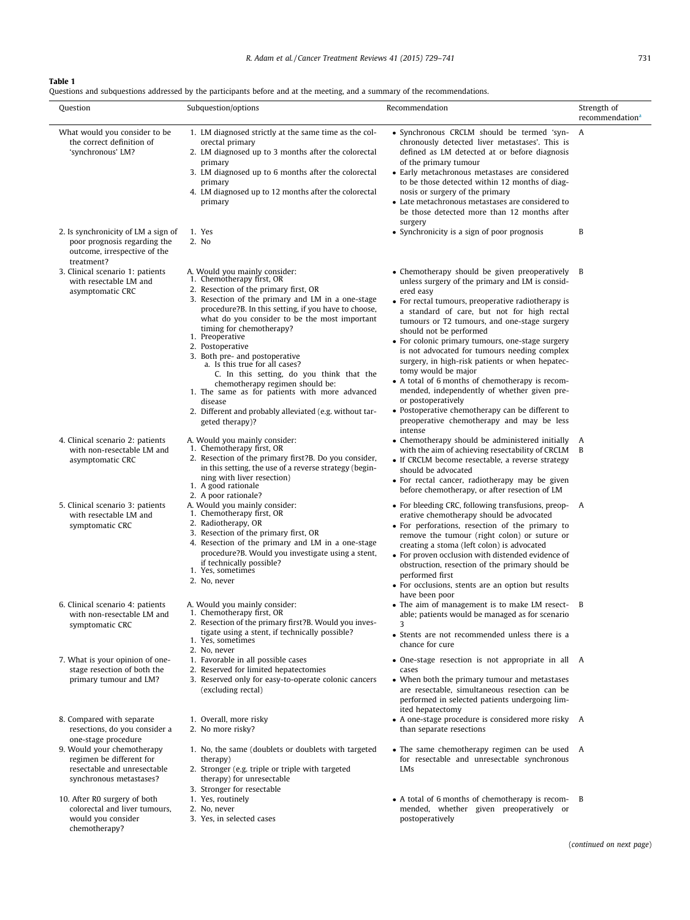**Table 1**

Questions and subquestions addressed by the participants before and at the meeting, and a summary of the recommendations.

| Question | Subquestion/options | Recommendation | Strength of recommendation[a] |
|---|---|---|---|
| What would you consider to be the correct definition of 'synchronous' LM? | 1. LM diagnosed strictly at the same time as the colorectal primary<br>2. LM diagnosed up to 3 months after the colorectal primary<br>3. LM diagnosed up to 6 months after the colorectal primary<br>4. LM diagnosed up to 12 months after the colorectal primary | • Synchronous CRCLM should be termed 'synchronously detected liver metastases'. This is defined as LM detected at or before diagnosis of the primary tumour<br>• Early metachronous metastases are considered to be those detected within 12 months of diagnosis or surgery of the primary<br>• Late metachronous metastases are considered to be those detected more than 12 months after surgery | A |
| 2. Is synchronicity of LM a sign of poor prognosis regarding the outcome, irrespective of the treatment? | 1. Yes<br>2. No | • Synchronicity is a sign of poor prognosis | B |
| 3. Clinical scenario 1: patients with resectable LM and asymptomatic CRC | A. Would you mainly consider:<br>1. Chemotherapy first, OR<br>2. Resection of the primary first, OR<br>3. Resection of the primary and LM in a one-stage procedure?B. In this setting, if you have to choose, what do you consider to be the most important timing for chemotherapy?<br>1. Preoperative<br>2. Postoperative<br>3. Both pre- and postoperative<br>a. Is this true for all cases?<br>C. In this setting, do you think that the chemotherapy regimen should be:<br>1. The same as for patients with more advanced disease<br>2. Different and probably alleviated (e.g. without targeted therapy)? | • Chemotherapy should be given preoperatively unless surgery of the primary and LM is considered easy<br>• For rectal tumours, preoperative radiotherapy is a standard of care, but not for high rectal tumours or T2 tumours, and one-stage surgery should not be performed<br>• For colonic primary tumours, one-stage surgery is not advocated for tumours needing complex surgery, in high-risk patients or when hepatectomy would be major<br>• A total of 6 months of chemotherapy is recommended, independently of whether given pre- or postoperatively<br>• Postoperative chemotherapy can be different to preoperative chemotherapy and may be less intense | B |
| 4. Clinical scenario 2: patients with non-resectable LM and asymptomatic CRC | A. Would you mainly consider:<br>1. Chemotherapy first, OR<br>2. Resection of the primary first?B. Do you consider, in this setting, the use of a reverse strategy (beginning with liver resection)<br>1. A good rationale<br>2. A poor rationale? | • Chemotherapy should be administered initially with the aim of achieving resectability of CRCLM<br>• If CRCLM become resectable, a reverse strategy should be advocated<br>• For rectal cancer, radiotherapy may be given before chemotherapy, or after resection of LM | A<br>B |
| 5. Clinical scenario 3: patients with resectable LM and symptomatic CRC | A. Would you mainly consider:<br>1. Chemotherapy first, OR<br>2. Radiotherapy, OR<br>3. Resection of the primary first, OR<br>4. Resection of the primary and LM in a one-stage procedure?B. Would you investigate using a stent, if technically possible?<br>1. Yes, sometimes<br>2. No, never | • For bleeding CRC, following transfusions, preoperative chemotherapy should be advocated<br>• For perforations, resection of the primary to remove the tumour (right colon) or suture or creating a stoma (left colon) is advocated<br>• For proven occlusion with distended evidence of obstruction, resection of the primary should be performed first<br>• For occlusions, stents are an option but results have been poor | A |
| 6. Clinical scenario 4: patients with non-resectable LM and symptomatic CRC | A. Would you mainly consider:<br>1. Chemotherapy first, OR<br>2. Resection of the primary first?B. Would you investigate using a stent, if technically possible?<br>1. Yes, sometimes<br>2. No, never | • The aim of management is to make LM resectable; patients would be managed as for scenario 3<br>• Stents are not recommended unless there is a chance for cure | B |
| 7. What is your opinion of one-stage resection of both the primary tumour and LM? | 1. Favorable in all possible cases<br>2. Reserved for limited hepatectomies<br>3. Reserved only for easy-to-operate colonic cancers (excluding rectal) | • One-stage resection is not appropriate in all cases<br>• When both the primary tumour and metastases are resectable, simultaneous resection can be performed in selected patients undergoing limited hepatectomy | A |
| 8. Compared with separate resections, do you consider a one-stage procedure | 1. Overall, more risky<br>2. No more risky? | • A one-stage procedure is considered more risky than separate resections | A |
| 9. Would your chemotherapy regimen be different for resectable and unresectable synchronous metastases? | 1. No, the same (doublets or doublets with targeted therapy)<br>2. Stronger (e.g. triple or triple with targeted therapy) for unresectable<br>3. Stronger for resectable | • The same chemotherapy regimen can be used for resectable and unresectable synchronous LMs | A |
| 10. After R0 surgery of both colorectal and liver tumours, would you consider chemotherapy? | 1. Yes, routinely<br>2. No, never<br>3. Yes, in selected cases | • A total of 6 months of chemotherapy is recommended, whether given preoperatively or postoperatively | B |

(*continued on next page*)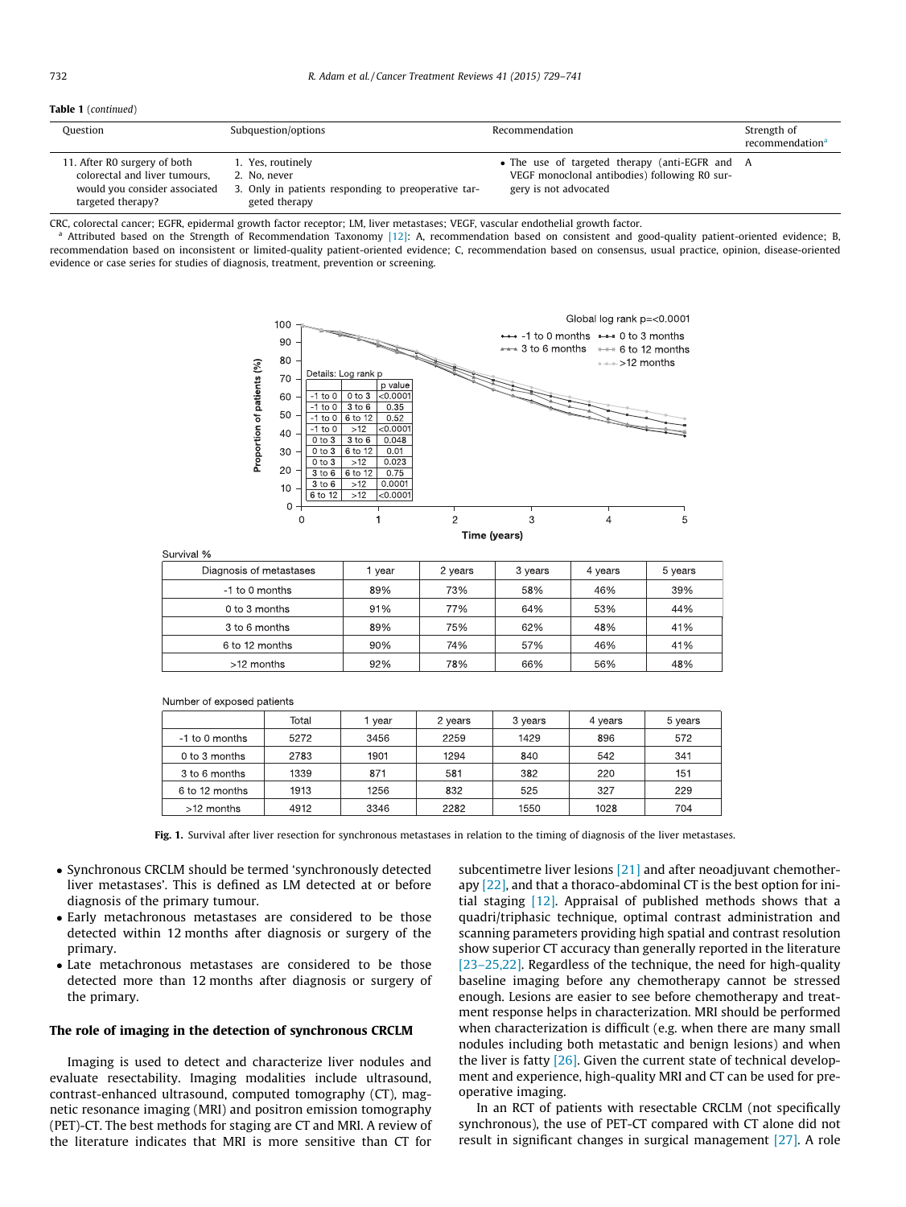**Table 1** (*continued*)

| Question | Subquestion/options | Recommendation | Strength of recommendation[a] |
|---|---|---|---|
| 11. After R0 surgery of both colorectal and liver tumours, would you consider associated targeted therapy? | 1. Yes, routinely<br>2. No, never<br>3. Only in patients responding to preoperative targeted therapy | • The use of targeted therapy (anti-EGFR and VEGF monoclonal antibodies) following R0 surgery is not advocated | A |

CRC, colorectal cancer; EGFR, epidermal growth factor receptor; LM, liver metastases; VEGF, vascular endothelial growth factor.
[a] Attributed based on the Strength of Recommendation Taxonomy [12]: A, recommendation based on consistent and good-quality patient-oriented evidence; B, recommendation based on inconsistent or limited-quality patient-oriented evidence; C, recommendation based on consensus, usual practice, opinion, disease-oriented evidence or case series for studies of diagnosis, treatment, prevention or screening.

Global log rank p=<0.0001

Details: Log rank p

| | | p value |
|---|---|---|
| -1 to 0 | 0 to 3 | <0.0001 |
| -1 to 0 | 3 to 6 | 0.35 |
| -1 to 0 | 6 to 12 | 0.52 |
| -1 to 0 | >12 | <0.0001 |
| 0 to 3 | 3 to 6 | 0.048 |
| 0 to 3 | 6 to 12 | 0.01 |
| 0 to 3 | >12 | 0.023 |
| 3 to 6 | 6 to 12 | 0.75 |
| 3 to 6 | >12 | 0.0001 |
| 6 to 12 | >12 | <0.0001 |

Survival %

| Diagnosis of metastases | 1 year | 2 years | 3 years | 4 years | 5 years |
|---|---|---|---|---|---|
| -1 to 0 months | 89% | 73% | 58% | 46% | 39% |
| 0 to 3 months | 91% | 77% | 64% | 53% | 44% |
| 3 to 6 months | 89% | 75% | 62% | 48% | 41% |
| 6 to 12 months | 90% | 74% | 57% | 46% | 41% |
| >12 months | 92% | 78% | 66% | 56% | 48% |

Number of exposed patients

| | Total | 1 year | 2 years | 3 years | 4 years | 5 years |
|---|---|---|---|---|---|---|
| -1 to 0 months | 5272 | 3456 | 2259 | 1429 | 896 | 572 |
| 0 to 3 months | 2783 | 1901 | 1294 | 840 | 542 | 341 |
| 3 to 6 months | 1339 | 871 | 581 | 382 | 220 | 151 |
| 6 to 12 months | 1913 | 1256 | 832 | 525 | 327 | 229 |
| >12 months | 4912 | 3346 | 2282 | 1550 | 1028 | 704 |

**Fig. 1.** Survival after liver resection for synchronous metastases in relation to the timing of diagnosis of the liver metastases.

- Synchronous CRCLM should be termed 'synchronously detected liver metastases'. This is defined as LM detected at or before diagnosis of the primary tumour.
- Early metachronous metastases are considered to be those detected within 12 months after diagnosis or surgery of the primary.
- Late metachronous metastases are considered to be those detected more than 12 months after diagnosis or surgery of the primary.

## The role of imaging in the detection of synchronous CRCLM

Imaging is used to detect and characterize liver nodules and evaluate resectability. Imaging modalities include ultrasound, contrast-enhanced ultrasound, computed tomography (CT), magnetic resonance imaging (MRI) and positron emission tomography (PET)-CT. The best methods for staging are CT and MRI. A review of the literature indicates that MRI is more sensitive than CT for subcentimetre liver lesions [21] and after neoadjuvant chemotherapy [22], and that a thoraco-abdominal CT is the best option for initial staging [12]. Appraisal of published methods shows that a quadri/triphasic technique, optimal contrast administration and scanning parameters providing high spatial and contrast resolution show superior CT accuracy than generally reported in the literature [23–25,22]. Regardless of the technique, the need for high-quality baseline imaging before any chemotherapy cannot be stressed enough. Lesions are easier to see before chemotherapy and treatment response helps in characterization. MRI should be performed when characterization is difficult (e.g. when there are many small nodules including both metastatic and benign lesions) and when the liver is fatty [26]. Given the current state of technical development and experience, high-quality MRI and CT can be used for preoperative imaging.

In an RCT of patients with resectable CRCLM (not specifically synchronous), the use of PET-CT compared with CT alone did not result in significant changes in surgical management [27]. A role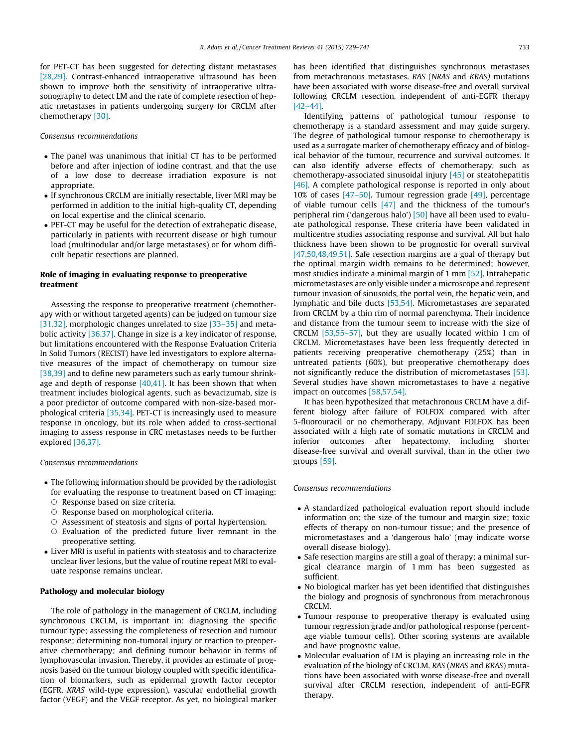for PET-CT has been suggested for detecting distant metastases [28,29]. Contrast-enhanced intraoperative ultrasound has been shown to improve both the sensitivity of intraoperative ultrasonography to detect LM and the rate of complete resection of hepatic metastases in patients undergoing surgery for CRCLM after chemotherapy [30].

*Consensus recommendations*

- The panel was unanimous that initial CT has to be performed before and after injection of iodine contrast, and that the use of a low dose to decrease irradiation exposure is not appropriate.
- If synchronous CRCLM are initially resectable, liver MRI may be performed in addition to the initial high-quality CT, depending on local expertise and the clinical scenario.
- PET-CT may be useful for the detection of extrahepatic disease, particularly in patients with recurrent disease or high tumour load (multinodular and/or large metastases) or for whom difficult hepatic resections are planned.

## Role of imaging in evaluating response to preoperative treatment

Assessing the response to preoperative treatment (chemotherapy with or without targeted agents) can be judged on tumour size [31,32], morphologic changes unrelated to size [33–35] and metabolic activity [36,37]. Change in size is a key indicator of response, but limitations encountered with the Response Evaluation Criteria In Solid Tumors (RECIST) have led investigators to explore alternative measures of the impact of chemotherapy on tumour size [38,39] and to define new parameters such as early tumour shrinkage and depth of response [40,41]. It has been shown that when treatment includes biological agents, such as bevacizumab, size is a poor predictor of outcome compared with non-size-based morphological criteria [35,34]. PET-CT is increasingly used to measure response in oncology, but its role when added to cross-sectional imaging to assess response in CRC metastases needs to be further explored [36,37].

*Consensus recommendations*

- The following information should be provided by the radiologist for evaluating the response to treatment based on CT imaging:
  - Response based on size criteria.
  - Response based on morphological criteria.
  - Assessment of steatosis and signs of portal hypertension.
  - Evaluation of the predicted future liver remnant in the preoperative setting.
- Liver MRI is useful in patients with steatosis and to characterize unclear liver lesions, but the value of routine repeat MRI to evaluate response remains unclear.

## Pathology and molecular biology

The role of pathology in the management of CRCLM, including synchronous CRCLM, is important in: diagnosing the specific tumour type; assessing the completeness of resection and tumour response; determining non-tumoral injury or reaction to preoperative chemotherapy; and defining tumour behavior in terms of lymphovascular invasion. Thereby, it provides an estimate of prognosis based on the tumour biology coupled with specific identification of biomarkers, such as epidermal growth factor receptor (EGFR, *KRAS* wild-type expression), vascular endothelial growth factor (VEGF) and the VEGF receptor. As yet, no biological marker has been identified that distinguishes synchronous metastases from metachronous metastases. *RAS* (*NRAS* and *KRAS*) mutations have been associated with worse disease-free and overall survival following CRCLM resection, independent of anti-EGFR therapy [42–44].

Identifying patterns of pathological tumour response to chemotherapy is a standard assessment and may guide surgery. The degree of pathological tumour response to chemotherapy is used as a surrogate marker of chemotherapy efficacy and of biological behavior of the tumour, recurrence and survival outcomes. It can also identify adverse effects of chemotherapy, such as chemotherapy-associated sinusoidal injury [45] or steatohepatitis [46]. A complete pathological response is reported in only about 10% of cases [47–50]. Tumour regression grade [49], percentage of viable tumour cells [47] and the thickness of the tumour's peripheral rim ('dangerous halo') [50] have all been used to evaluate pathological response. These criteria have been validated in multicentre studies associating response and survival. All but halo thickness have been shown to be prognostic for overall survival [47,50,48,49,51]. Safe resection margins are a goal of therapy but the optimal margin width remains to be determined; however, most studies indicate a minimal margin of 1 mm [52]. Intrahepatic micrometastases are only visible under a microscope and represent tumour invasion of sinusoids, the portal vein, the hepatic vein, and lymphatic and bile ducts [53,54]. Micrometastases are separated from CRCLM by a thin rim of normal parenchyma. Their incidence and distance from the tumour seem to increase with the size of CRCLM [53,55–57], but they are usually located within 1 cm of CRCLM. Micrometastases have been less frequently detected in patients receiving preoperative chemotherapy (25%) than in untreated patients (60%), but preoperative chemotherapy does not significantly reduce the distribution of micrometastases [53]. Several studies have shown micrometastases to have a negative impact on outcomes [58,57,54].

It has been hypothesized that metachronous CRCLM have a different biology after failure of FOLFOX compared with after 5-fluorouracil or no chemotherapy. Adjuvant FOLFOX has been associated with a high rate of somatic mutations in CRCLM and inferior outcomes after hepatectomy, including shorter disease-free survival and overall survival, than in the other two groups [59].

*Consensus recommendations*

- A standardized pathological evaluation report should include information on: the size of the tumour and margin size; toxic effects of therapy on non-tumour tissue; and the presence of micrometastases and a 'dangerous halo' (may indicate worse overall disease biology).
- Safe resection margins are still a goal of therapy; a minimal surgical clearance margin of 1 mm has been suggested as sufficient.
- No biological marker has yet been identified that distinguishes the biology and prognosis of synchronous from metachronous CRCLM.
- Tumour response to preoperative therapy is evaluated using tumour regression grade and/or pathological response (percentage viable tumour cells). Other scoring systems are available and have prognostic value.
- Molecular evaluation of LM is playing an increasing role in the evaluation of the biology of CRCLM. *RAS* (*NRAS* and *KRAS*) mutations have been associated with worse disease-free and overall survival after CRCLM resection, independent of anti-EGFR therapy.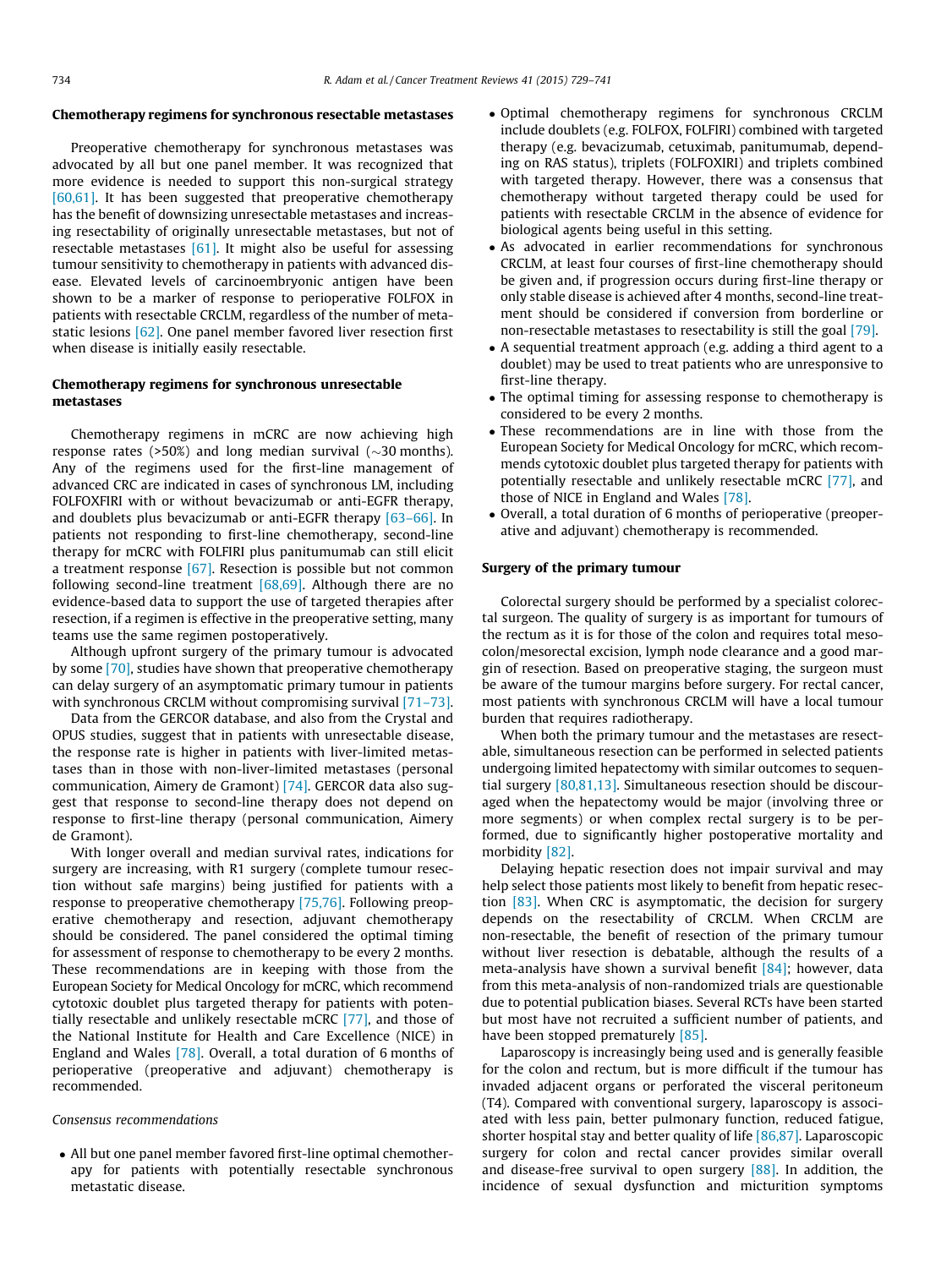## Chemotherapy regimens for synchronous resectable metastases

Preoperative chemotherapy for synchronous metastases was advocated by all but one panel member. It was recognized that more evidence is needed to support this non-surgical strategy [60,61]. It has been suggested that preoperative chemotherapy has the benefit of downsizing unresectable metastases and increasing resectability of originally unresectable metastases, but not of resectable metastases [61]. It might also be useful for assessing tumour sensitivity to chemotherapy in patients with advanced disease. Elevated levels of carcinoembryonic antigen have been shown to be a marker of response to perioperative FOLFOX in patients with resectable CRCLM, regardless of the number of metastatic lesions [62]. One panel member favored liver resection first when disease is initially easily resectable.

## Chemotherapy regimens for synchronous unresectable metastases

Chemotherapy regimens in mCRC are now achieving high response rates (>50%) and long median survival (~30 months). Any of the regimens used for the first-line management of advanced CRC are indicated in cases of synchronous LM, including FOLFOXFIRI with or without bevacizumab or anti-EGFR therapy, and doublets plus bevacizumab or anti-EGFR therapy [63–66]. In patients not responding to first-line chemotherapy, second-line therapy for mCRC with FOLFIRI plus panitumumab can still elicit a treatment response [67]. Resection is possible but not common following second-line treatment [68,69]. Although there are no evidence-based data to support the use of targeted therapies after resection, if a regimen is effective in the preoperative setting, many teams use the same regimen postoperatively.

Although upfront surgery of the primary tumour is advocated by some [70], studies have shown that preoperative chemotherapy can delay surgery of an asymptomatic primary tumour in patients with synchronous CRCLM without compromising survival [71–73].

Data from the GERCOR database, and also from the Crystal and OPUS studies, suggest that in patients with unresectable disease, the response rate is higher in patients with liver-limited metastases than in those with non-liver-limited metastases (personal communication, Aimery de Gramont) [74]. GERCOR data also suggest that response to second-line therapy does not depend on response to first-line therapy (personal communication, Aimery de Gramont).

With longer overall and median survival rates, indications for surgery are increasing, with R1 surgery (complete tumour resection without safe margins) being justified for patients with a response to preoperative chemotherapy [75,76]. Following preoperative chemotherapy and resection, adjuvant chemotherapy should be considered. The panel considered the optimal timing for assessment of response to chemotherapy to be every 2 months. These recommendations are in keeping with those from the European Society for Medical Oncology for mCRC, which recommend cytotoxic doublet plus targeted therapy for patients with potentially resectable and unlikely resectable mCRC [77], and those of the National Institute for Health and Care Excellence (NICE) in England and Wales [78]. Overall, a total duration of 6 months of perioperative (preoperative and adjuvant) chemotherapy is recommended.

*Consensus recommendations*

- All but one panel member favored first-line optimal chemotherapy for patients with potentially resectable synchronous metastatic disease.
- Optimal chemotherapy regimens for synchronous CRCLM include doublets (e.g. FOLFOX, FOLFIRI) combined with targeted therapy (e.g. bevacizumab, cetuximab, panitumumab, depending on RAS status), triplets (FOLFOXIRI) and triplets combined with targeted therapy. However, there was a consensus that chemotherapy without targeted therapy could be used for patients with resectable CRCLM in the absence of evidence for biological agents being useful in this setting.
- As advocated in earlier recommendations for synchronous CRCLM, at least four courses of first-line chemotherapy should be given and, if progression occurs during first-line therapy or only stable disease is achieved after 4 months, second-line treatment should be considered if conversion from borderline or non-resectable metastases to resectability is still the goal [79].
- A sequential treatment approach (e.g. adding a third agent to a doublet) may be used to treat patients who are unresponsive to first-line therapy.
- The optimal timing for assessing response to chemotherapy is considered to be every 2 months.
- These recommendations are in line with those from the European Society for Medical Oncology for mCRC, which recommends cytotoxic doublet plus targeted therapy for patients with potentially resectable and unlikely resectable mCRC [77], and those of NICE in England and Wales [78].
- Overall, a total duration of 6 months of perioperative (preoperative and adjuvant) chemotherapy is recommended.

## Surgery of the primary tumour

Colorectal surgery should be performed by a specialist colorectal surgeon. The quality of surgery is as important for tumours of the rectum as it is for those of the colon and requires total mesocolon/mesorectal excision, lymph node clearance and a good margin of resection. Based on preoperative staging, the surgeon must be aware of the tumour margins before surgery. For rectal cancer, most patients with synchronous CRCLM will have a local tumour burden that requires radiotherapy.

When both the primary tumour and the metastases are resectable, simultaneous resection can be performed in selected patients undergoing limited hepatectomy with similar outcomes to sequential surgery [80,81,13]. Simultaneous resection should be discouraged when the hepatectomy would be major (involving three or more segments) or when complex rectal surgery is to be performed, due to significantly higher postoperative mortality and morbidity [82].

Delaying hepatic resection does not impair survival and may help select those patients most likely to benefit from hepatic resection [83]. When CRC is asymptomatic, the decision for surgery depends on the resectability of CRCLM. When CRCLM are non-resectable, the benefit of resection of the primary tumour without liver resection is debatable, although the results of a meta-analysis have shown a survival benefit [84]; however, data from this meta-analysis of non-randomized trials are questionable due to potential publication biases. Several RCTs have been started but most have not recruited a sufficient number of patients, and have been stopped prematurely [85].

Laparoscopy is increasingly being used and is generally feasible for the colon and rectum, but is more difficult if the tumour has invaded adjacent organs or perforated the visceral peritoneum (T4). Compared with conventional surgery, laparoscopy is associated with less pain, better pulmonary function, reduced fatigue, shorter hospital stay and better quality of life [86,87]. Laparoscopic surgery for colon and rectal cancer provides similar overall and disease-free survival to open surgery [88]. In addition, the incidence of sexual dysfunction and micturition symptoms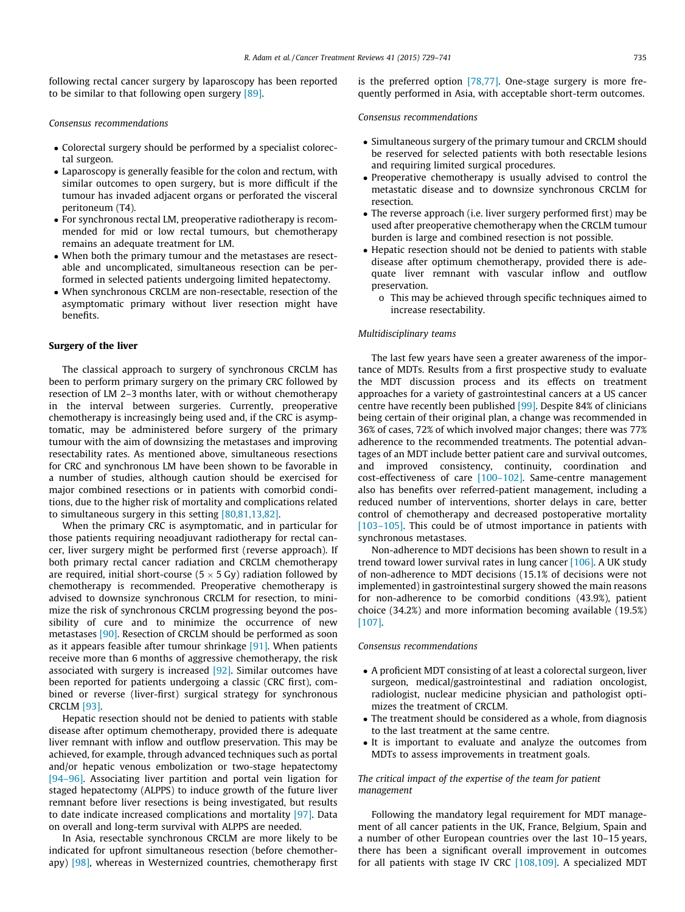following rectal cancer surgery by laparoscopy has been reported to be similar to that following open surgery [89].

*Consensus recommendations*

- Colorectal surgery should be performed by a specialist colorectal surgeon.
- Laparoscopy is generally feasible for the colon and rectum, with similar outcomes to open surgery, but is more difficult if the tumour has invaded adjacent organs or perforated the visceral peritoneum (T4).
- For synchronous rectal LM, preoperative radiotherapy is recommended for mid or low rectal tumours, but chemotherapy remains an adequate treatment for LM.
- When both the primary tumour and the metastases are resectable and uncomplicated, simultaneous resection can be performed in selected patients undergoing limited hepatectomy.
- When synchronous CRCLM are non-resectable, resection of the asymptomatic primary without liver resection might have benefits.

## Surgery of the liver

The classical approach to surgery of synchronous CRCLM has been to perform primary surgery on the primary CRC followed by resection of LM 2–3 months later, with or without chemotherapy in the interval between surgeries. Currently, preoperative chemotherapy is increasingly being used and, if the CRC is asymptomatic, may be administered before surgery of the primary tumour with the aim of downsizing the metastases and improving resectability rates. As mentioned above, simultaneous resections for CRC and synchronous LM have been shown to be favorable in a number of studies, although caution should be exercised for major combined resections or in patients with comorbid conditions, due to the higher risk of mortality and complications related to simultaneous surgery in this setting [80,81,13,82].

When the primary CRC is asymptomatic, and in particular for those patients requiring neoadjuvant radiotherapy for rectal cancer, liver surgery might be performed first (reverse approach). If both primary rectal cancer radiation and CRCLM chemotherapy are required, initial short-course ($5 \times 5$ Gy) radiation followed by chemotherapy is recommended. Preoperative chemotherapy is advised to downsize synchronous CRCLM for resection, to minimize the risk of synchronous CRCLM progressing beyond the possibility of cure and to minimize the occurrence of new metastases [90]. Resection of CRCLM should be performed as soon as it appears feasible after tumour shrinkage [91]. When patients receive more than 6 months of aggressive chemotherapy, the risk associated with surgery is increased [92]. Similar outcomes have been reported for patients undergoing a classic (CRC first), combined or reverse (liver-first) surgical strategy for synchronous CRCLM [93].

Hepatic resection should not be denied to patients with stable disease after optimum chemotherapy, provided there is adequate liver remnant with inflow and outflow preservation. This may be achieved, for example, through advanced techniques such as portal and/or hepatic venous embolization or two-stage hepatectomy [94–96]. Associating liver partition and portal vein ligation for staged hepatectomy (ALPPS) to induce growth of the future liver remnant before liver resections is being investigated, but results to date indicate increased complications and mortality [97]. Data on overall and long-term survival with ALPPS are needed.

In Asia, resectable synchronous CRCLM are more likely to be indicated for upfront simultaneous resection (before chemotherapy) [98], whereas in Westernized countries, chemotherapy first is the preferred option [78,77]. One-stage surgery is more frequently performed in Asia, with acceptable short-term outcomes.

*Consensus recommendations*

- Simultaneous surgery of the primary tumour and CRCLM should be reserved for selected patients with both resectable lesions and requiring limited surgical procedures.
- Preoperative chemotherapy is usually advised to control the metastatic disease and to downsize synchronous CRCLM for resection.
- The reverse approach (i.e. liver surgery performed first) may be used after preoperative chemotherapy when the CRCLM tumour burden is large and combined resection is not possible.
- Hepatic resection should not be denied to patients with stable disease after optimum chemotherapy, provided there is adequate liver remnant with vascular inflow and outflow preservation.
    - o This may be achieved through specific techniques aimed to increase resectability.

*Multidisciplinary teams*

The last few years have seen a greater awareness of the importance of MDTs. Results from a first prospective study to evaluate the MDT discussion process and its effects on treatment approaches for a variety of gastrointestinal cancers at a US cancer centre have recently been published [99]. Despite 84% of clinicians being certain of their original plan, a change was recommended in 36% of cases, 72% of which involved major changes; there was 77% adherence to the recommended treatments. The potential advantages of an MDT include better patient care and survival outcomes, and improved consistency, continuity, coordination and cost-effectiveness of care [100–102]. Same-centre management also has benefits over referred-patient management, including a reduced number of interventions, shorter delays in care, better control of chemotherapy and decreased postoperative mortality [103–105]. This could be of utmost importance in patients with synchronous metastases.

Non-adherence to MDT decisions has been shown to result in a trend toward lower survival rates in lung cancer [106]. A UK study of non-adherence to MDT decisions (15.1% of decisions were not implemented) in gastrointestinal surgery showed the main reasons for non-adherence to be comorbid conditions (43.9%), patient choice (34.2%) and more information becoming available (19.5%) [107].

*Consensus recommendations*

- A proficient MDT consisting of at least a colorectal surgeon, liver surgeon, medical/gastrointestinal and radiation oncologist, radiologist, nuclear medicine physician and pathologist optimizes the treatment of CRCLM.
- The treatment should be considered as a whole, from diagnosis to the last treatment at the same centre.
- It is important to evaluate and analyze the outcomes from MDTs to assess improvements in treatment goals.

*The critical impact of the expertise of the team for patient management*

Following the mandatory legal requirement for MDT management of all cancer patients in the UK, France, Belgium, Spain and a number of other European countries over the last 10–15 years, there has been a significant overall improvement in outcomes for all patients with stage IV CRC [108,109]. A specialized MDT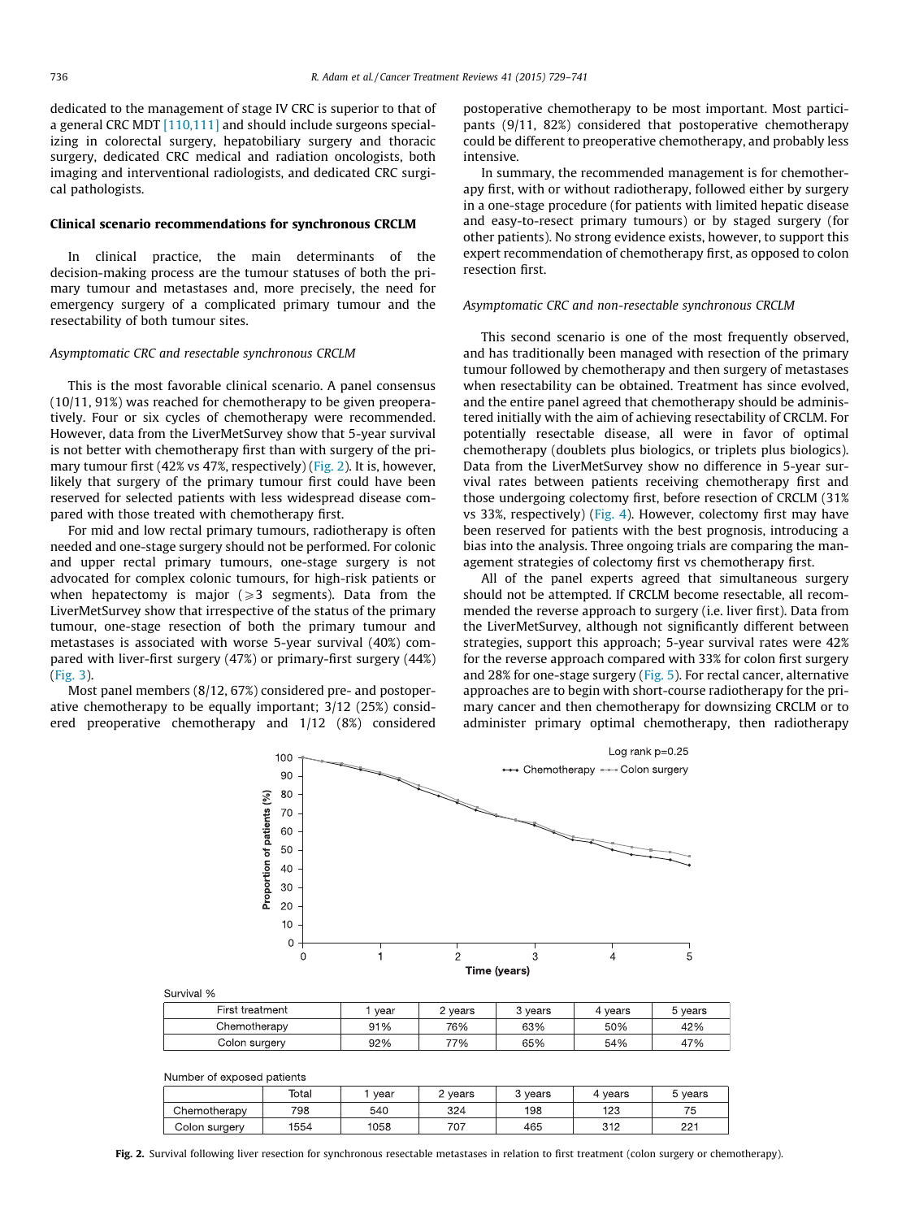dedicated to the management of stage IV CRC is superior to that of a general CRC MDT [110,111] and should include surgeons specializing in colorectal surgery, hepatobiliary surgery and thoracic surgery, dedicated CRC medical and radiation oncologists, both imaging and interventional radiologists, and dedicated CRC surgical pathologists.

## Clinical scenario recommendations for synchronous CRCLM

In clinical practice, the main determinants of the decision-making process are the tumour statuses of both the primary tumour and metastases and, more precisely, the need for emergency surgery of a complicated primary tumour and the resectability of both tumour sites.

### *Asymptomatic CRC and resectable synchronous CRCLM*

This is the most favorable clinical scenario. A panel consensus (10/11, 91%) was reached for chemotherapy to be given preoperatively. Four or six cycles of chemotherapy were recommended. However, data from the LiverMetSurvey show that 5-year survival is not better with chemotherapy first than with surgery of the primary tumour first (42% vs 47%, respectively) (Fig. 2). It is, however, likely that surgery of the primary tumour first could have been reserved for selected patients with less widespread disease compared with those treated with chemotherapy first.

For mid and low rectal primary tumours, radiotherapy is often needed and one-stage surgery should not be performed. For colonic and upper rectal primary tumours, one-stage surgery is not advocated for complex colonic tumours, for high-risk patients or when hepatectomy is major (⩾3 segments). Data from the LiverMetSurvey show that irrespective of the status of the primary tumour, one-stage resection of both the primary tumour and metastases is associated with worse 5-year survival (40%) compared with liver-first surgery (47%) or primary-first surgery (44%) (Fig. 3).

Most panel members (8/12, 67%) considered pre- and postoperative chemotherapy to be equally important; 3/12 (25%) considered preoperative chemotherapy and 1/12 (8%) considered postoperative chemotherapy to be most important. Most participants (9/11, 82%) considered that postoperative chemotherapy could be different to preoperative chemotherapy, and probably less intensive.

In summary, the recommended management is for chemotherapy first, with or without radiotherapy, followed either by surgery in a one-stage procedure (for patients with limited hepatic disease and easy-to-resect primary tumours) or by staged surgery (for other patients). No strong evidence exists, however, to support this expert recommendation of chemotherapy first, as opposed to colon resection first.

### *Asymptomatic CRC and non-resectable synchronous CRCLM*

This second scenario is one of the most frequently observed, and has traditionally been managed with resection of the primary tumour followed by chemotherapy and then surgery of metastases when resectability can be obtained. Treatment has since evolved, and the entire panel agreed that chemotherapy should be administered initially with the aim of achieving resectability of CRCLM. For potentially resectable disease, all were in favor of optimal chemotherapy (doublets plus biologics, or triplets plus biologics). Data from the LiverMetSurvey show no difference in 5-year survival rates between patients receiving chemotherapy first and those undergoing colectomy first, before resection of CRCLM (31% vs 33%, respectively) (Fig. 4). However, colectomy first may have been reserved for patients with the best prognosis, introducing a bias into the analysis. Three ongoing trials are comparing the management strategies of colectomy first vs chemotherapy first.

All of the panel experts agreed that simultaneous surgery should not be attempted. If CRCLM become resectable, all recommended the reverse approach to surgery (i.e. liver first). Data from the LiverMetSurvey, although not significantly different between strategies, support this approach; 5-year survival rates were 42% for the reverse approach compared with 33% for colon first surgery and 28% for one-stage surgery (Fig. 5). For rectal cancer, alternative approaches are to begin with short-course radiotherapy for the primary cancer and then chemotherapy for downsizing CRCLM or to administer primary optimal chemotherapy, then radiotherapy

Survival %

| First treatment | 1 year | 2 years | 3 years | 4 years | 5 years |
|---|---|---|---|---|---|
| Chemotherapy | 91% | 76% | 63% | 50% | 42% |
| Colon surgery | 92% | 77% | 65% | 54% | 47% |

Number of exposed patients

| | Total | 1 year | 2 years | 3 years | 4 years | 5 years |
|---|---|---|---|---|---|---|
| Chemotherapy | 798 | 540 | 324 | 198 | 123 | 75 |
| Colon surgery | 1554 | 1058 | 707 | 465 | 312 | 221 |

**Fig. 2.** Survival following liver resection for synchronous resectable metastases in relation to first treatment (colon surgery or chemotherapy).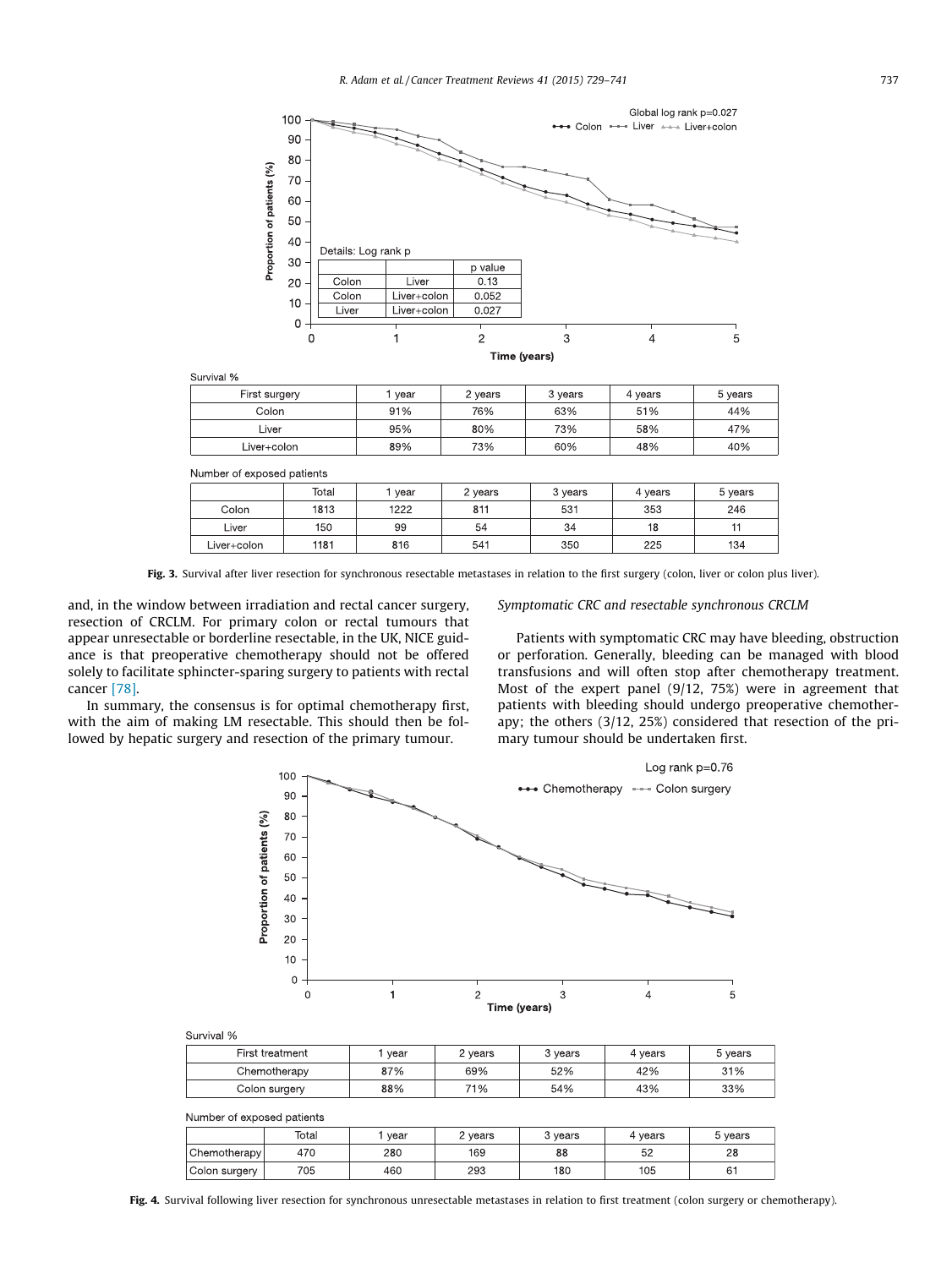Global log rank p=0.027

Details: Log rank p

| | | p value |
|---|---|---|
| Colon | Liver | 0.13 |
| Colon | Liver+colon | 0.052 |
| Liver | Liver+colon | 0.027 |

Survival %

| First surgery | 1 year | 2 years | 3 years | 4 years | 5 years |
|---|---|---|---|---|---|
| Colon | 91% | 76% | 63% | 51% | 44% |
| Liver | 95% | 80% | 73% | 58% | 47% |
| Liver+colon | 89% | 73% | 60% | 48% | 40% |

Number of exposed patients

| | Total | 1 year | 2 years | 3 years | 4 years | 5 years |
|---|---|---|---|---|---|---|
| Colon | 1813 | 1222 | 811 | 531 | 353 | 246 |
| Liver | 150 | 99 | 54 | 34 | 18 | 11 |
| Liver+colon | 1181 | 816 | 541 | 350 | 225 | 134 |

**Fig. 3.** Survival after liver resection for synchronous resectable metastases in relation to the first surgery (colon, liver or colon plus liver).

and, in the window between irradiation and rectal cancer surgery, resection of CRCLM. For primary colon or rectal tumours that appear unresectable or borderline resectable, in the UK, NICE guidance is that preoperative chemotherapy should not be offered solely to facilitate sphincter-sparing surgery to patients with rectal cancer [78].

In summary, the consensus is for optimal chemotherapy first, with the aim of making LM resectable. This should then be followed by hepatic surgery and resection of the primary tumour.

*Symptomatic CRC and resectable synchronous CRCLM*

Patients with symptomatic CRC may have bleeding, obstruction or perforation. Generally, bleeding can be managed with blood transfusions and will often stop after chemotherapy treatment. Most of the expert panel (9/12, 75%) were in agreement that patients with bleeding should undergo preoperative chemotherapy; the others (3/12, 25%) considered that resection of the primary tumour should be undertaken first.

Log rank p=0.76

Survival %

| First treatment | 1 year | 2 years | 3 years | 4 years | 5 years |
|---|---|---|---|---|---|
| Chemotherapy | 87% | 69% | 52% | 42% | 31% |
| Colon surgery | 88% | 71% | 54% | 43% | 33% |

Number of exposed patients

| | Total | 1 year | 2 years | 3 years | 4 years | 5 years |
|---|---|---|---|---|---|---|
| Chemotherapy | 470 | 280 | 169 | 88 | 52 | 28 |
| Colon surgery | 705 | 460 | 293 | 180 | 105 | 61 |

**Fig. 4.** Survival following liver resection for synchronous unresectable metastases in relation to first treatment (colon surgery or chemotherapy).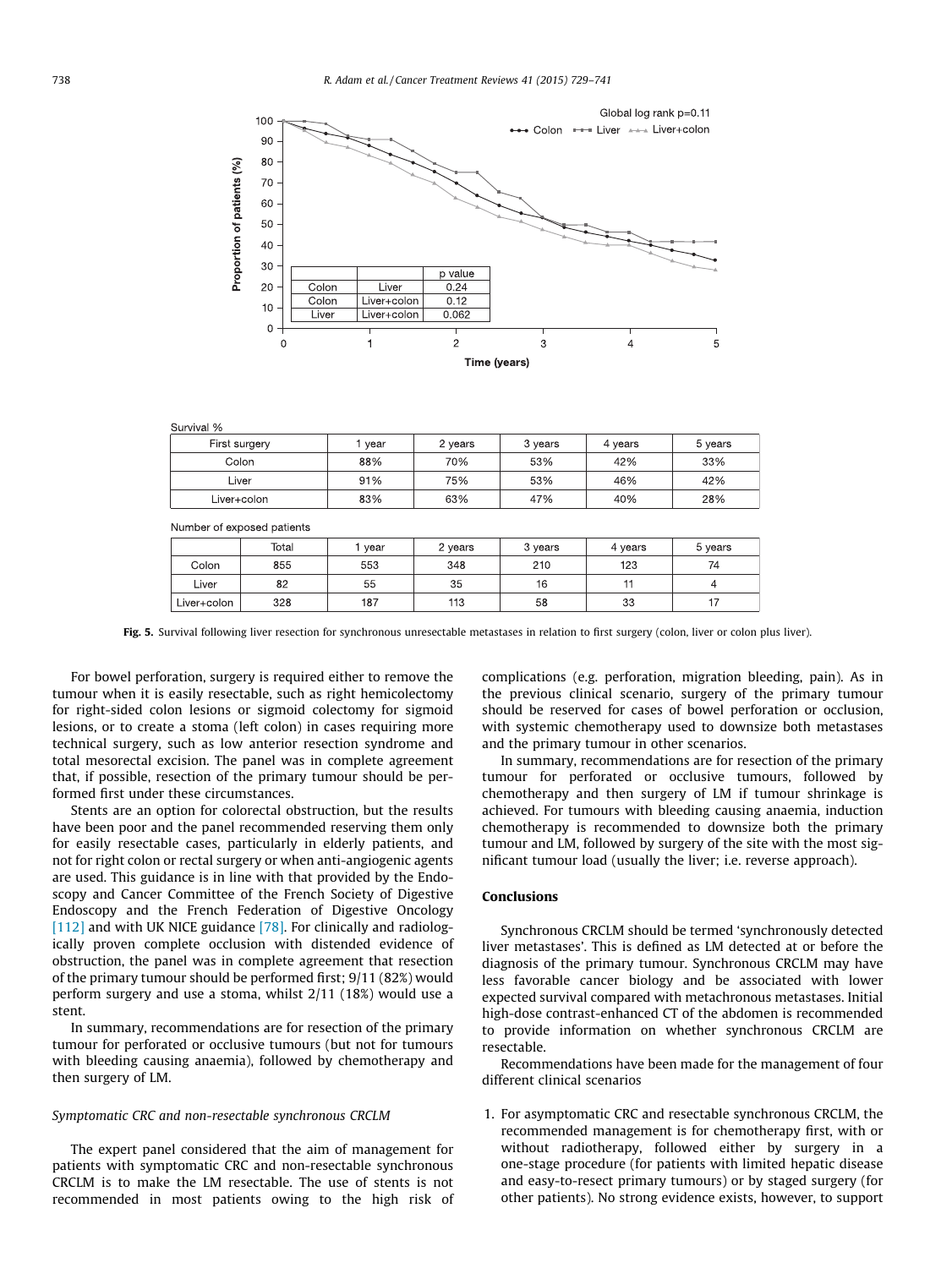Survival %

| First surgery | 1 year | 2 years | 3 years | 4 years | 5 years |
|---|---|---|---|---|---|
| Colon | 88% | 70% | 53% | 42% | 33% |
| Liver | 91% | 75% | 53% | 46% | 42% |
| Liver+colon | 83% | 63% | 47% | 40% | 28% |

Number of exposed patients

| | Total | 1 year | 2 years | 3 years | 4 years | 5 years |
|---|---|---|---|---|---|---|
| Colon | 855 | 553 | 348 | 210 | 123 | 74 |
| Liver | 82 | 55 | 35 | 16 | 11 | 4 |
| Liver+colon | 328 | 187 | 113 | 58 | 33 | 17 |

**Fig. 5.** Survival following liver resection for synchronous unresectable metastases in relation to first surgery (colon, liver or colon plus liver).

For bowel perforation, surgery is required either to remove the tumour when it is easily resectable, such as right hemicolectomy for right-sided colon lesions or sigmoid colectomy for sigmoid lesions, or to create a stoma (left colon) in cases requiring more technical surgery, such as low anterior resection syndrome and total mesorectal excision. The panel was in complete agreement that, if possible, resection of the primary tumour should be performed first under these circumstances.

Stents are an option for colorectal obstruction, but the results have been poor and the panel recommended reserving them only for easily resectable cases, particularly in elderly patients, and not for right colon or rectal surgery or when anti-angiogenic agents are used. This guidance is in line with that provided by the Endoscopy and Cancer Committee of the French Society of Digestive Endoscopy and the French Federation of Digestive Oncology [112] and with UK NICE guidance [78]. For clinically and radiologically proven complete occlusion with distended evidence of obstruction, the panel was in complete agreement that resection of the primary tumour should be performed first; 9/11 (82%) would perform surgery and use a stoma, whilst 2/11 (18%) would use a stent.

In summary, recommendations are for resection of the primary tumour for perforated or occlusive tumours (but not for tumours with bleeding causing anaemia), followed by chemotherapy and then surgery of LM.

*Symptomatic CRC and non-resectable synchronous CRCLM*

The expert panel considered that the aim of management for patients with symptomatic CRC and non-resectable synchronous CRCLM is to make the LM resectable. The use of stents is not recommended in most patients owing to the high risk of complications (e.g. perforation, migration bleeding, pain). As in the previous clinical scenario, surgery of the primary tumour should be reserved for cases of bowel perforation or occlusion, with systemic chemotherapy used to downsize both metastases and the primary tumour in other scenarios.

In summary, recommendations are for resection of the primary tumour for perforated or occlusive tumours, followed by chemotherapy and then surgery of LM if tumour shrinkage is achieved. For tumours with bleeding causing anaemia, induction chemotherapy is recommended to downsize both the primary tumour and LM, followed by surgery of the site with the most significant tumour load (usually the liver; i.e. reverse approach).

## Conclusions

Synchronous CRCLM should be termed 'synchronously detected liver metastases'. This is defined as LM detected at or before the diagnosis of the primary tumour. Synchronous CRCLM may have less favorable cancer biology and be associated with lower expected survival compared with metachronous metastases. Initial high-dose contrast-enhanced CT of the abdomen is recommended to provide information on whether synchronous CRCLM are resectable.

Recommendations have been made for the management of four different clinical scenarios

1. For asymptomatic CRC and resectable synchronous CRCLM, the recommended management is for chemotherapy first, with or without radiotherapy, followed either by surgery in a one-stage procedure (for patients with limited hepatic disease and easy-to-resect primary tumours) or by staged surgery (for other patients). No strong evidence exists, however, to support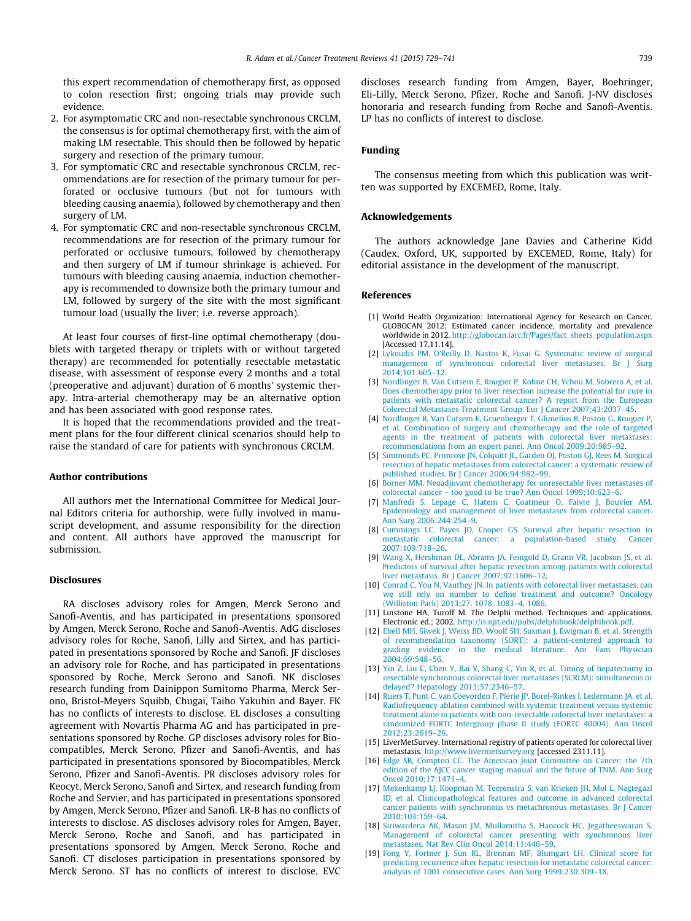this expert recommendation of chemotherapy first, as opposed to colon resection first; ongoing trials may provide such evidence.

2. For asymptomatic CRC and non-resectable synchronous CRCLM, the consensus is for optimal chemotherapy first, with the aim of making LM resectable. This should then be followed by hepatic surgery and resection of the primary tumour.
3. For symptomatic CRC and resectable synchronous CRCLM, recommendations are for resection of the primary tumour for perforated or occlusive tumours (but not for tumours with bleeding causing anaemia), followed by chemotherapy and then surgery of LM.
4. For symptomatic CRC and non-resectable synchronous CRCLM, recommendations are for resection of the primary tumour for perforated or occlusive tumours, followed by chemotherapy and then surgery of LM if tumour shrinkage is achieved. For tumours with bleeding causing anaemia, induction chemotherapy is recommended to downsize both the primary tumour and LM, followed by surgery of the site with the most significant tumour load (usually the liver; i.e. reverse approach).

At least four courses of first-line optimal chemotherapy (doublets with targeted therapy or triplets with or without targeted therapy) are recommended for potentially resectable metastatic disease, with assessment of response every 2 months and a total (preoperative and adjuvant) duration of 6 months' systemic therapy. Intra-arterial chemotherapy may be an alternative option and has been associated with good response rates.

It is hoped that the recommendations provided and the treatment plans for the four different clinical scenarios should help to raise the standard of care for patients with synchronous CRCLM.

## Author contributions

All authors met the International Committee for Medical Journal Editors criteria for authorship, were fully involved in manuscript development, and assume responsibility for the direction and content. All authors have approved the manuscript for submission.

## Disclosures

RA discloses advisory roles for Amgen, Merck Serono and Sanofi-Aventis, and has participated in presentations sponsored by Amgen, Merck Serono, Roche and Sanofi-Aventis. AdG discloses advisory roles for Roche, Sanofi, Lilly and Sirtex, and has participated in presentations sponsored by Roche and Sanofi. JF discloses an advisory role for Roche, and has participated in presentations sponsored by Roche, Merck Serono and Sanofi. NK discloses research funding from Dainippon Sumitomo Pharma, Merck Serono, Bristol-Meyers Squibb, Chugai, Taiho Yakuhin and Bayer. FK has no conflicts of interests to disclose. EL discloses a consulting agreement with Novartis Pharma AG and has participated in presentations sponsored by Roche. GP discloses advisory roles for Biocompatibles, Merck Serono, Pfizer and Sanofi-Aventis, and has participated in presentations sponsored by Biocompatibles, Merck Serono, Pfizer and Sanofi-Aventis. PR discloses advisory roles for Keocyt, Merck Serono, Sanofi and Sirtex, and research funding from Roche and Servier, and has participated in presentations sponsored by Amgen, Merck Serono, Pfizer and Sanofi. LR-B has no conflicts of interests to disclose. AS discloses advisory roles for Amgen, Bayer, Merck Serono, Roche and Sanofi, and has participated in presentations sponsored by Amgen, Merck Serono, Roche and Sanofi. CT discloses participation in presentations sponsored by Merck Serono. ST has no conflicts of interest to disclose. EVC discloses research funding from Amgen, Bayer, Boehringer, Eli-Lilly, Merck Serono, Pfizer, Roche and Sanofi. J-NV discloses honoraria and research funding from Roche and Sanofi-Aventis. LP has no conflicts of interest to disclose.

## Funding

The consensus meeting from which this publication was written was supported by EXCEMED, Rome, Italy.

## Acknowledgements

The authors acknowledge Jane Davies and Catherine Kidd (Caudex, Oxford, UK, supported by EXCEMED, Rome, Italy) for editorial assistance in the development of the manuscript.

## References

[1] World Health Organization: International Agency for Research on Cancer. GLOBOCAN 2012: Estimated cancer incidence, mortality and prevalence worldwide in 2012. http://globocan.iarc.fr/Pages/fact_sheets_population.aspx [Accessed 17.11.14].

[2] Lykoudis PM, O'Reilly D, Nastos K, Fusai G. Systematic review of surgical management of synchronous colorectal liver metastases. Br J Surg 2014;101:605–12.

[3] Nordlinger B, Van Cutsem E, Rougier P, Kohne CH, Ychou M, Sobrero A, et al. Does chemotherapy prior to liver resection increase the potential for cure in patients with metastatic colorectal cancer? A report from the European Colorectal Metastases Treatment Group. Eur J Cancer 2007;43:2037–45.

[4] Nordlinger B, Van Cutsem E, Gruenberger T, Glimelius B, Poston G, Rougier P, et al. Combination of surgery and chemotherapy and the role of targeted agents in the treatment of patients with colorectal liver metastases: recommendations from an expert panel. Ann Oncol 2009;20:985–92.

[5] Simmonds PC, Primrose JN, Colquitt JL, Garden OJ, Poston GJ, Rees M. Surgical resection of hepatic metastases from colorectal cancer: a systematic review of published studies. Br J Cancer 2006;94:982–99.

[6] Borner MM. Neoadjuvant chemotherapy for unresectable liver metastases of colorectal cancer – too good to be true? Ann Oncol 1999;10:623–6.

[7] Manfredi S, Lepage C, Hatem C, Coatmeur O, Faivre J, Bouvier AM. Epidemiology and management of liver metastases from colorectal cancer. Ann Surg 2006;244:254–9.

[8] Cummings LC, Payes JD, Cooper GS. Survival after hepatic resection in metastatic colorectal cancer: a population-based study. Cancer 2007;109:718–26.

[9] Wang X, Hershman DL, Abrams JA, Feingold D, Grann VR, Jacobson JS, et al. Predictors of survival after hepatic resection among patients with colorectal liver metastasis. Br J Cancer 2007;97:1606–12.

[10] Conrad C, You N, Vauthey JN. In patients with colorectal liver metastases, can we still rely on number to define treatment and outcome? Oncology (Williston Park) 2013;27. 1078, 1083–4, 1086.

[11] Linstone HA, Turoff M. The Delphi method. Techniques and applications. Electronic ed.; 2002. http://is.njit.edu/pubs/delphibook/delphibook.pdf.

[12] Ebell MH, Siwek J, Weiss BD, Woolf SH, Susman J, Ewigman B, et al. Strength of recommendation taxonomy (SORT): a patient-centered approach to grading evidence in the medical literature. Am Fam Physician 2004;69:548–56.

[13] Yin Z, Liu C, Chen Y, Bai Y, Shang C, Yin R, et al. Timing of hepatectomy in resectable synchronous colorectal liver metastases (SCRLM): simultaneous or delayed? Hepatology 2013;57:2346–57.

[14] Ruers T, Punt C, van Coevorden F, Pierie JP, Borel-Rinkes I, Ledermann JA, et al. Radiofrequency ablation combined with systemic treatment versus systemic treatment alone in patients with non-resectable colorectal liver metastases: a randomized EORTC Intergroup phase II study (EORTC 40004). Ann Oncol 2012;23:2619–26.

[15] LiverMetSurvey. International registry of patients operated for colorectal liver metastasis. http://www.livermetsurvey.org [accessed 2311.11].

[16] Edge SB, Compton CC. The American Joint Committee on Cancer: the 7th edition of the AJCC cancer staging manual and the future of TNM. Ann Surg Oncol 2010;17:1471–4.

[17] Mekenkamp LJ, Koopman M, Teerenstra S, van Krieken JH, Mol L, Nagtegaal ID, et al. Clinicopathological features and outcome in advanced colorectal cancer patients with synchronous vs metachronous metastases. Br J Cancer 2010;103:159–64.

[18] Siriwardena AK, Mason JM, Mullamitha S, Hancock HC, Jegatheeswaran S. Management of colorectal cancer presenting with synchronous liver metastases. Nat Rev Clin Oncol 2014;11:446–59.

[19] Fong Y, Fortner J, Sun RL, Brennan MF, Blumgart LH. Clinical score for predicting recurrence after hepatic resection for metastatic colorectal cancer: analysis of 1001 consecutive cases. Ann Surg 1999;230:309–18.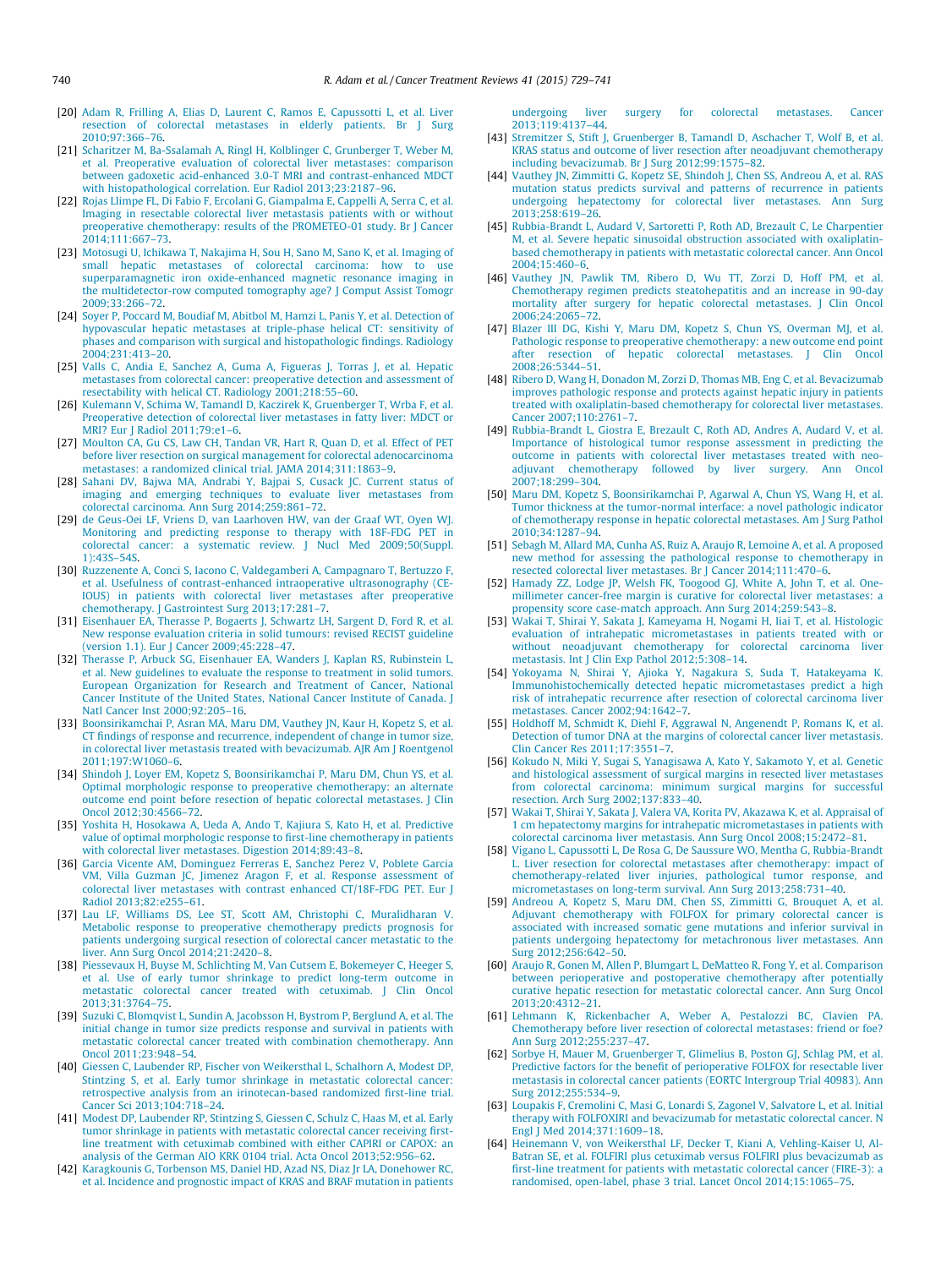[20] Adam R, Frilling A, Elias D, Laurent C, Ramos E, Capussotti L, et al. Liver resection of colorectal metastases in elderly patients. Br J Surg 2010;97:366–76.

[21] Scharitzer M, Ba-Ssalamah A, Ringl H, Kolblinger C, Grunberger T, Weber M, et al. Preoperative evaluation of colorectal liver metastases: comparison between gadoxetic acid-enhanced 3.0-T MRI and contrast-enhanced MDCT with histopathological correlation. Eur Radiol 2013;23:2187–96.

[22] Rojas Llimpe FL, Di Fabio F, Ercolani G, Giampalma E, Cappelli A, Serra C, et al. Imaging in resectable colorectal liver metastasis patients with or without preoperative chemotherapy: results of the PROMETEO-01 study. Br J Cancer 2014;111:667–73.

[23] Motosugi U, Ichikawa T, Nakajima H, Sou H, Sano M, Sano K, et al. Imaging of small hepatic metastases of colorectal carcinoma: how to use superparamagnetic iron oxide-enhanced magnetic resonance imaging in the multidetector-row computed tomography age? J Comput Assist Tomogr 2009;33:266–72.

[24] Soyer P, Poccard M, Boudiaf M, Abitbol M, Hamzi L, Panis Y, et al. Detection of hypovascular hepatic metastases at triple-phase helical CT: sensitivity of phases and comparison with surgical and histopathologic findings. Radiology 2004;231:413–20.

[25] Valls C, Andia E, Sanchez A, Guma A, Figueras J, Torras J, et al. Hepatic metastases from colorectal cancer: preoperative detection and assessment of resectability with helical CT. Radiology 2001;218:55–60.

[26] Kulemann V, Schima W, Tamandl D, Kaczirek K, Gruenberger T, Wrba F, et al. Preoperative detection of colorectal liver metastases in fatty liver: MDCT or MRI? Eur J Radiol 2011;79:e1–6.

[27] Moulton CA, Gu CS, Law CH, Tandan VR, Hart R, Quan D, et al. Effect of PET before liver resection on surgical management for colorectal adenocarcinoma metastases: a randomized clinical trial. JAMA 2014;311:1863–9.

[28] Sahani DV, Bajwa MA, Andrabi Y, Bajpai S, Cusack JC. Current status of imaging and emerging techniques to evaluate liver metastases from colorectal carcinoma. Ann Surg 2014;259:861–72.

[29] de Geus-Oei LF, Vriens D, van Laarhoven HW, van der Graaf WT, Oyen WJ. Monitoring and predicting response to therapy with 18F-FDG PET in colorectal cancer: a systematic review. J Nucl Med 2009;50(Suppl. 1):43S–54S.

[30] Ruzzenente A, Conci S, Iacono C, Valdegamberi A, Campagnaro T, Bertuzzo F, et al. Usefulness of contrast-enhanced intraoperative ultrasonography (CE-IOUS) in patients with colorectal liver metastases after preoperative chemotherapy. J Gastrointest Surg 2013;17:281–7.

[31] Eisenhauer EA, Therasse P, Bogaerts J, Schwartz LH, Sargent D, Ford R, et al. New response evaluation criteria in solid tumours: revised RECIST guideline (version 1.1). Eur J Cancer 2009;45:228–47.

[32] Therasse P, Arbuck SG, Eisenhauer EA, Wanders J, Kaplan RS, Rubinstein L, et al. New guidelines to evaluate the response to treatment in solid tumors. European Organization for Research and Treatment of Cancer, National Cancer Institute of the United States, National Cancer Institute of Canada. J Natl Cancer Inst 2000;92:205–16.

[33] Boonsirikamchai P, Asran MA, Maru DM, Vauthey JN, Kaur H, Kopetz S, et al. CT findings of response and recurrence, independent of change in tumor size, in colorectal liver metastasis treated with bevacizumab. AJR Am J Roentgenol 2011;197:W1060–6.

[34] Shindoh J, Loyer EM, Kopetz S, Boonsirikamchai P, Maru DM, Chun YS, et al. Optimal morphologic response to preoperative chemotherapy: an alternate outcome end point before resection of hepatic colorectal metastases. J Clin Oncol 2012;30:4566–72.

[35] Yoshita H, Hosokawa A, Ueda A, Ando T, Kajiura S, Kato H, et al. Predictive value of optimal morphologic response to first-line chemotherapy in patients with colorectal liver metastases. Digestion 2014;89:43–8.

[36] Garcia Vicente AM, Dominguez Ferreras E, Sanchez Perez V, Poblete Garcia VM, Villa Guzman JC, Jimenez Aragon F, et al. Response assessment of colorectal liver metastases with contrast enhanced CT/18F-FDG PET. Eur J Radiol 2013;82:e255–61.

[37] Lau LF, Williams DS, Lee ST, Scott AM, Christophi C, Muralidharan V. Metabolic response to preoperative chemotherapy predicts prognosis for patients undergoing surgical resection of colorectal cancer metastatic to the liver. Ann Surg Oncol 2014;21:2420–8.

[38] Piessevaux H, Buyse M, Schlichting M, Van Cutsem E, Bokemeyer C, Heeger S, et al. Use of early tumor shrinkage to predict long-term outcome in metastatic colorectal cancer treated with cetuximab. J Clin Oncol 2013;31:3764–75.

[39] Suzuki C, Blomqvist L, Sundin A, Jacobsson H, Bystrom P, Berglund A, et al. The initial change in tumor size predicts response and survival in patients with metastatic colorectal cancer treated with combination chemotherapy. Ann Oncol 2011;23:948–54.

[40] Giessen C, Laubender RP, Fischer von Weikersthal L, Schalhorn A, Modest DP, Stintzing S, et al. Early tumor shrinkage in metastatic colorectal cancer: retrospective analysis from an irinotecan-based randomized first-line trial. Cancer Sci 2013;104:718–24.

[41] Modest DP, Laubender RP, Stintzing S, Giessen C, Schulz C, Haas M, et al. Early tumor shrinkage in patients with metastatic colorectal cancer receiving first-line treatment with cetuximab combined with either CAPIRI or CAPOX: an analysis of the German AIO KRK 0104 trial. Acta Oncol 2013;52:956–62.

[42] Karagkounis G, Torbenson MS, Daniel HD, Azad NS, Diaz Jr LA, Donehower RC, et al. Incidence and prognostic impact of KRAS and BRAF mutation in patients undergoing liver surgery for colorectal metastases. Cancer 2013;119:4137–44.

[43] Stremitzer S, Stift J, Gruenberger B, Tamandl D, Aschacher T, Wolf B, et al. KRAS status and outcome of liver resection after neoadjuvant chemotherapy including bevacizumab. Br J Surg 2012;99:1575–82.

[44] Vauthey JN, Zimmitti G, Kopetz SE, Shindoh J, Chen SS, Andreou A, et al. RAS mutation status predicts survival and patterns of recurrence in patients undergoing hepatectomy for colorectal liver metastases. Ann Surg 2013;258:619–26.

[45] Rubbia-Brandt L, Audard V, Sartoretti P, Roth AD, Brezault C, Le Charpentier M, et al. Severe hepatic sinusoidal obstruction associated with oxaliplatin-based chemotherapy in patients with metastatic colorectal cancer. Ann Oncol 2004;15:460–6.

[46] Vauthey JN, Pawlik TM, Ribero D, Wu TT, Zorzi D, Hoff PM, et al. Chemotherapy regimen predicts steatohepatitis and an increase in 90-day mortality after surgery for hepatic colorectal metastases. J Clin Oncol 2006;24:2065–72.

[47] Blazer III DG, Kishi Y, Maru DM, Kopetz S, Chun YS, Overman MJ, et al. Pathologic response to preoperative chemotherapy: a new outcome end point after resection of hepatic colorectal metastases. J Clin Oncol 2008;26:5344–51.

[48] Ribero D, Wang H, Donadon M, Zorzi D, Thomas MB, Eng C, et al. Bevacizumab improves pathologic response and protects against hepatic injury in patients treated with oxaliplatin-based chemotherapy for colorectal liver metastases. Cancer 2007;110:2761–7.

[49] Rubbia-Brandt L, Giostra E, Brezault C, Roth AD, Andres A, Audard V, et al. Importance of histological tumor response assessment in predicting the outcome in patients with colorectal liver metastases treated with neo-adjuvant chemotherapy followed by liver surgery. Ann Oncol 2007;18:299–304.

[50] Maru DM, Kopetz S, Boonsirikamchai P, Agarwal A, Chun YS, Wang H, et al. Tumor thickness at the tumor-normal interface: a novel pathologic indicator of chemotherapy response in hepatic colorectal metastases. Am J Surg Pathol 2010;34:1287–94.

[51] Sebagh M, Allard MA, Cunha AS, Ruiz A, Araujo R, Lemoine A, et al. A proposed new method for assessing the pathological response to chemotherapy in resected colorectal liver metastases. Br J Cancer 2014;111:470–6.

[52] Hamady ZZ, Lodge JP, Welsh FK, Toogood GJ, White A, John T, et al. One-millimeter cancer-free margin is curative for colorectal liver metastases: a propensity score case-match approach. Ann Surg 2014;259:543–8.

[53] Wakai T, Shirai Y, Sakata J, Kameyama H, Nogami H, Iiai T, et al. Histologic evaluation of intrahepatic micrometastases in patients treated with or without neoadjuvant chemotherapy for colorectal carcinoma liver metastasis. Int J Clin Exp Pathol 2012;5:308–14.

[54] Yokoyama N, Shirai Y, Ajioka Y, Nagakura S, Suda T, Hatakeyama K. Immunohistochemically detected hepatic micrometastases predict a high risk of intrahepatic recurrence after resection of colorectal carcinoma liver metastases. Cancer 2002;94:1642–7.

[55] Holdhoff M, Schmidt K, Diehl F, Aggrawal N, Angenendt P, Romans K, et al. Detection of tumor DNA at the margins of colorectal cancer liver metastasis. Clin Cancer Res 2011;17:3551–7.

[56] Kokudo N, Miki Y, Sugai S, Yanagisawa A, Kato Y, Sakamoto Y, et al. Genetic and histological assessment of surgical margins in resected liver metastases from colorectal carcinoma: minimum surgical margins for successful resection. Arch Surg 2002;137:833–40.

[57] Wakai T, Shirai Y, Sakata J, Valera VA, Korita PV, Akazawa K, et al. Appraisal of 1 cm hepatectomy margins for intrahepatic micrometastases in patients with colorectal carcinoma liver metastasis. Ann Surg Oncol 2008;15:2472–81.

[58] Vigano L, Capussotti L, De Rosa G, De Saussure WO, Mentha G, Rubbia-Brandt L. Liver resection for colorectal metastases after chemotherapy: impact of chemotherapy-related liver injuries, pathological tumor response, and micrometastases on long-term survival. Ann Surg 2013;258:731–40.

[59] Andreou A, Kopetz S, Maru DM, Chen SS, Zimmitti G, Brouquet A, et al. Adjuvant chemotherapy with FOLFOX for primary colorectal cancer is associated with increased somatic gene mutations and inferior survival in patients undergoing hepatectomy for metachronous liver metastases. Ann Surg 2012;256:642–50.

[60] Araujo R, Gonen M, Allen P, Blumgart L, DeMatteo R, Fong Y, et al. Comparison between perioperative and postoperative chemotherapy after potentially curative hepatic resection for metastatic colorectal cancer. Ann Surg Oncol 2013;20:4312–21.

[61] Lehmann K, Rickenbacher A, Weber A, Pestalozzi BC, Clavien PA. Chemotherapy before liver resection of colorectal metastases: friend or foe? Ann Surg 2012;255:237–47.

[62] Sorbye H, Mauer M, Gruenberger T, Glimelius B, Poston GJ, Schlag PM, et al. Predictive factors for the benefit of perioperative FOLFOX for resectable liver metastasis in colorectal cancer patients (EORTC Intergroup Trial 40983). Ann Surg 2012;255:534–9.

[63] Loupakis F, Cremolini C, Masi G, Lonardi S, Zagonel V, Salvatore L, et al. Initial therapy with FOLFOXIRI and bevacizumab for metastatic colorectal cancer. N Engl J Med 2014;371:1609–18.

[64] Heinemann V, von Weikersthal LF, Decker T, Kiani A, Vehling-Kaiser U, Al-Batran SE, et al. FOLFIRI plus cetuximab versus FOLFIRI plus bevacizumab as first-line treatment for patients with metastatic colorectal cancer (FIRE-3): a randomised, open-label, phase 3 trial. Lancet Oncol 2014;15:1065–75.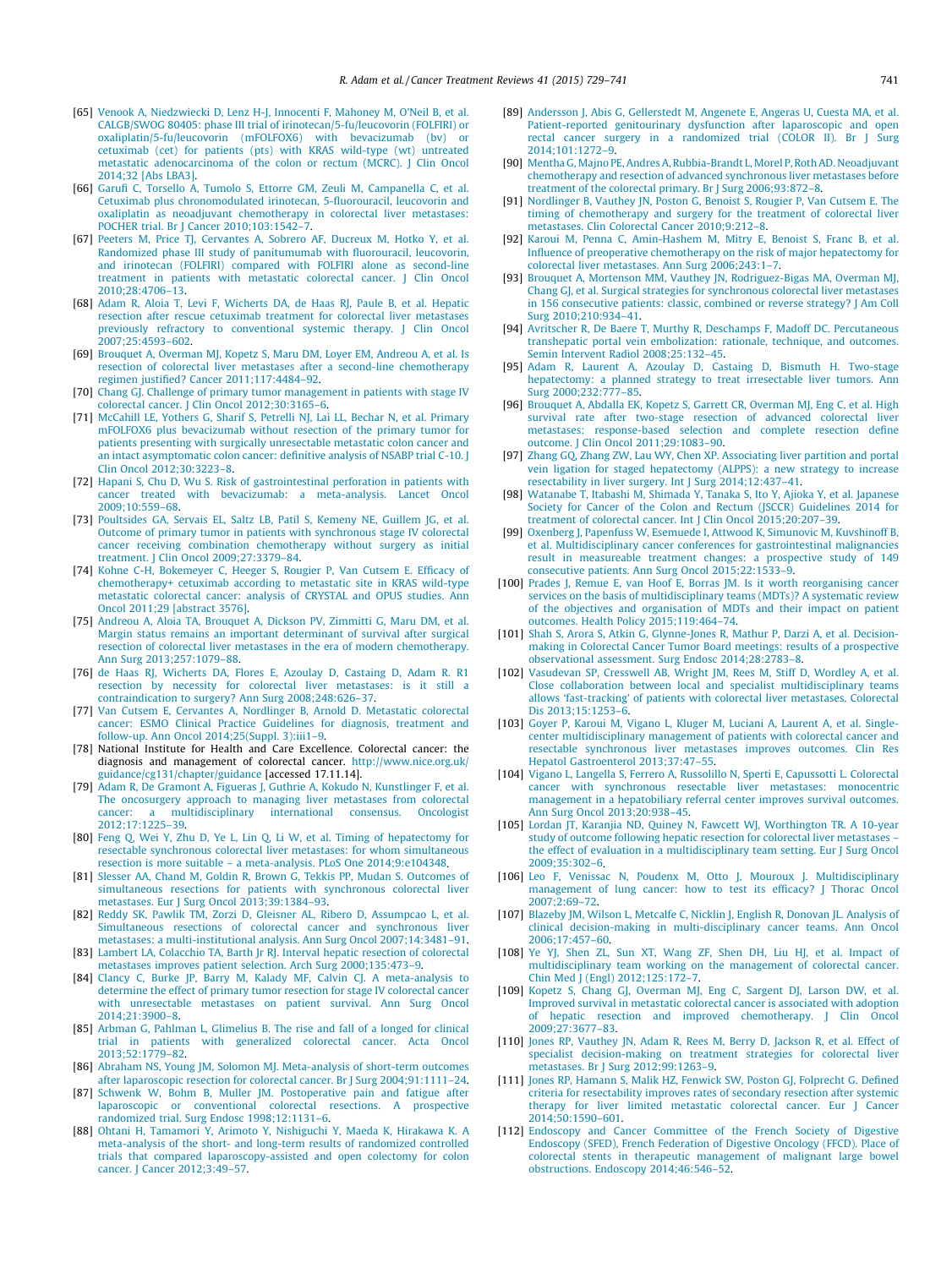[65] Venook A, Niedzwiecki D, Lenz H-J, Innocenti F, Mahoney M, O'Neil B, et al. CALGB/SWOG 80405: phase III trial of irinotecan/5-fu/leucovorin (FOLFIRI) or oxaliplatin/5-fu/leucovorin (mFOLFOX6) with bevacizumab (bv) or cetuximab (cet) for patients (pts) with KRAS wild-type (wt) untreated metastatic adenocarcinoma of the colon or rectum (MCRC). J Clin Oncol 2014;32 [Abs LBA3].

[66] Garufi C, Torsello A, Tumolo S, Ettorre GM, Zeuli M, Campanella C, et al. Cetuximab plus chronomodulated irinotecan, 5-fluorouracil, leucovorin and oxaliplatin as neoadjuvant chemotherapy in colorectal liver metastases: POCHER trial. Br J Cancer 2010;103:1542–7.

[67] Peeters M, Price TJ, Cervantes A, Sobrero AF, Ducreux M, Hotko Y, et al. Randomized phase III study of panitumumab with fluorouracil, leucovorin, and irinotecan (FOLFIRI) compared with FOLFIRI alone as second-line treatment in patients with metastatic colorectal cancer. J Clin Oncol 2010;28:4706–13.

[68] Adam R, Aloia T, Levi F, Wicherts DA, de Haas RJ, Paule B, et al. Hepatic resection after rescue cetuximab treatment for colorectal liver metastases previously refractory to conventional systemic therapy. J Clin Oncol 2007;25:4593–602.

[69] Brouquet A, Overman MJ, Kopetz S, Maru DM, Loyer EM, Andreou A, et al. Is resection of colorectal liver metastases after a second-line chemotherapy regimen justified? Cancer 2011;117:4484–92.

[70] Chang GJ. Challenge of primary tumor management in patients with stage IV colorectal cancer. J Clin Oncol 2012;30:3165–6.

[71] McCahill LE, Yothers G, Sharif S, Petrelli NJ, Lai LL, Bechar N, et al. Primary mFOLFOX6 plus bevacizumab without resection of the primary tumor for patients presenting with surgically unresectable metastatic colon cancer and an intact asymptomatic colon cancer: definitive analysis of NSABP trial C-10. J Clin Oncol 2012;30:3223–8.

[72] Hapani S, Chu D, Wu S. Risk of gastrointestinal perforation in patients with cancer treated with bevacizumab: a meta-analysis. Lancet Oncol 2009;10:559–68.

[73] Poultsides GA, Servais EL, Saltz LB, Patil S, Kemeny NE, Guillem JG, et al. Outcome of primary tumor in patients with synchronous stage IV colorectal cancer receiving combination chemotherapy without surgery as initial treatment. J Clin Oncol 2009;27:3379–84.

[74] Kohne C-H, Bokemeyer C, Heeger S, Rougier P, Van Cutsem E. Efficacy of chemotherapy+ cetuximab according to metastatic site in KRAS wild-type metastatic colorectal cancer: analysis of CRYSTAL and OPUS studies. Ann Oncol 2011;29 [abstract 3576].

[75] Andreou A, Aloia TA, Brouquet A, Dickson PV, Zimmitti G, Maru DM, et al. Margin status remains an important determinant of survival after surgical resection of colorectal liver metastases in the era of modern chemotherapy. Ann Surg 2013;257:1079–88.

[76] de Haas RJ, Wicherts DA, Flores E, Azoulay D, Castaing D, Adam R. R1 resection by necessity for colorectal liver metastases: is it still a contraindication to surgery? Ann Surg 2008;248:626–37.

[77] Van Cutsem E, Cervantes A, Nordlinger B, Arnold D. Metastatic colorectal cancer: ESMO Clinical Practice Guidelines for diagnosis, treatment and follow-up. Ann Oncol 2014;25(Suppl. 3):iii1–9.

[78] National Institute for Health and Care Excellence. Colorectal cancer: the diagnosis and management of colorectal cancer. http://www.nice.org.uk/guidance/cg131/chapter/guidance [accessed 17.11.14].

[79] Adam R, De Gramont A, Figueras J, Guthrie A, Kokudo N, Kunstlinger F, et al. The oncosurgery approach to managing liver metastases from colorectal cancer: a multidisciplinary international consensus. Oncologist 2012;17:1225–39.

[80] Feng Q, Wei Y, Zhu D, Ye L, Lin Q, Li W, et al. Timing of hepatectomy for resectable synchronous colorectal liver metastases: for whom simultaneous resection is more suitable – a meta-analysis. PLoS One 2014;9:e104348.

[81] Slesser AA, Chand M, Goldin R, Brown G, Tekkis PP, Mudan S. Outcomes of simultaneous resections for patients with synchronous colorectal liver metastases. Eur J Surg Oncol 2013;39:1384–93.

[82] Reddy SK, Pawlik TM, Zorzi D, Gleisner AL, Ribero D, Assumpcao L, et al. Simultaneous resections of colorectal cancer and synchronous liver metastases: a multi-institutional analysis. Ann Surg Oncol 2007;14:3481–91.

[83] Lambert LA, Colacchio TA, Barth Jr RJ. Interval hepatic resection of colorectal metastases improves patient selection. Arch Surg 2000;135:473–9.

[84] Clancy C, Burke JP, Barry M, Kalady MF, Calvin CJ. A meta-analysis to determine the effect of primary tumor resection for stage IV colorectal cancer with unresectable metastases on patient survival. Ann Surg Oncol 2014;21:3900–8.

[85] Arbman G, Pahlman L, Glimelius B. The rise and fall of a longed for clinical trial in patients with generalized colorectal cancer. Acta Oncol 2013;52:1779–82.

[86] Abraham NS, Young JM, Solomon MJ. Meta-analysis of short-term outcomes after laparoscopic resection for colorectal cancer. Br J Surg 2004;91:1111–24.

[87] Schwenk W, Bohm B, Muller JM. Postoperative pain and fatigue after laparoscopic or conventional colorectal resections. A prospective randomized trial. Surg Endosc 1998;12:1131–6.

[88] Ohtani H, Tamamori Y, Arimoto Y, Nishiguchi Y, Maeda K, Hirakawa K. A meta-analysis of the short- and long-term results of randomized controlled trials that compared laparoscopy-assisted and open colectomy for colon cancer. J Cancer 2012;3:49–57.

[89] Andersson J, Abis G, Gellerstedt M, Angenete E, Angeras U, Cuesta MA, et al. Patient-reported genitourinary dysfunction after laparoscopic and open rectal cancer surgery in a randomized trial (COLOR II). Br J Surg 2014;101:1272–9.

[90] Mentha G, Majno PE, Andres A, Rubbia-Brandt L, Morel P, Roth AD. Neoadjuvant chemotherapy and resection of advanced synchronous liver metastases before treatment of the colorectal primary. Br J Surg 2006;93:872–8.

[91] Nordlinger B, Vauthey JN, Poston G, Benoist S, Rougier P, Van Cutsem E. The timing of chemotherapy and surgery for the treatment of colorectal liver metastases. Clin Colorectal Cancer 2010;9:212–8.

[92] Karoui M, Penna C, Amin-Hashem M, Mitry E, Benoist S, Franc B, et al. Influence of preoperative chemotherapy on the risk of major hepatectomy for colorectal liver metastases. Ann Surg 2006;243:1–7.

[93] Brouquet A, Mortenson MM, Vauthey JN, Rodriguez-Bigas MA, Overman MJ, Chang GJ, et al. Surgical strategies for synchronous colorectal liver metastases in 156 consecutive patients: classic, combined or reverse strategy? J Am Coll Surg 2010;210:934–41.

[94] Avritscher R, De Baere T, Murthy R, Deschamps F, Madoff DC. Percutaneous transhepatic portal vein embolization: rationale, technique, and outcomes. Semin Intervent Radiol 2008;25:132–45.

[95] Adam R, Laurent A, Azoulay D, Castaing D, Bismuth H. Two-stage hepatectomy: a planned strategy to treat irresectable liver tumors. Ann Surg 2000;232:777–85.

[96] Brouquet A, Abdalla EK, Kopetz S, Garrett CR, Overman MJ, Eng C, et al. High survival rate after two-stage resection of advanced colorectal liver metastases: response-based selection and complete resection define outcome. J Clin Oncol 2011;29:1083–90.

[97] Zhang GQ, Zhang ZW, Lau WY, Chen XP. Associating liver partition and portal vein ligation for staged hepatectomy (ALPPS): a new strategy to increase resectability in liver surgery. Int J Surg 2014;12:437–41.

[98] Watanabe T, Itabashi M, Shimada Y, Tanaka S, Ito Y, Ajioka Y, et al. Japanese Society for Cancer of the Colon and Rectum (JSCCR) Guidelines 2014 for treatment of colorectal cancer. Int J Clin Oncol 2015;20:207–39.

[99] Oxenberg J, Papenfuss W, Esemuede I, Attwood K, Simunovic M, Kuvshinoff B, et al. Multidisciplinary cancer conferences for gastrointestinal malignancies result in measureable treatment changes: a prospective study of 149 consecutive patients. Ann Surg Oncol 2015;22:1533–9.

[100] Prades J, Remue E, van Hoof E, Borras JM. Is it worth reorganising cancer services on the basis of multidisciplinary teams (MDTs)? A systematic review of the objectives and organisation of MDTs and their impact on patient outcomes. Health Policy 2015;119:464–74.

[101] Shah S, Arora S, Atkin G, Glynne-Jones R, Mathur P, Darzi A, et al. Decision-making in Colorectal Cancer Tumor Board meetings: results of a prospective observational assessment. Surg Endosc 2014;28:2783–8.

[102] Vasudevan SP, Cresswell AB, Wright JM, Rees M, Stiff D, Wordley A, et al. Close collaboration between local and specialist multidisciplinary teams allows 'fast-tracking' of patients with colorectal liver metastases. Colorectal Dis 2013;15:1253–6.

[103] Goyer P, Karoui M, Vigano L, Kluger M, Luciani A, Laurent A, et al. Single-center multidisciplinary management of patients with colorectal cancer and resectable synchronous liver metastases improves outcomes. Clin Res Hepatol Gastroenterol 2013;37:47–55.

[104] Vigano L, Langella S, Ferrero A, Russolillo N, Sperti E, Capussotti L. Colorectal cancer with synchronous resectable liver metastases: monocentric management in a hepatobiliary referral center improves survival outcomes. Ann Surg Oncol 2013;20:938–45.

[105] Lordan JT, Karanjia ND, Quiney N, Fawcett WJ, Worthington TR. A 10-year study of outcome following hepatic resection for colorectal liver metastases – the effect of evaluation in a multidisciplinary team setting. Eur J Surg Oncol 2009;35:302–6.

[106] Leo F, Venissac N, Poudenx M, Otto J, Mouroux J. Multidisciplinary management of lung cancer: how to test its efficacy? J Thorac Oncol 2007;2:69–72.

[107] Blazeby JM, Wilson L, Metcalfe C, Nicklin J, English R, Donovan JL. Analysis of clinical decision-making in multi-disciplinary cancer teams. Ann Oncol 2006;17:457–60.

[108] Ye YJ, Shen ZL, Sun XT, Wang ZF, Shen DH, Liu HJ, et al. Impact of multidisciplinary team working on the management of colorectal cancer. Chin Med J (Engl) 2012;125:172–7.

[109] Kopetz S, Chang GJ, Overman MJ, Eng C, Sargent DJ, Larson DW, et al. Improved survival in metastatic colorectal cancer is associated with adoption of hepatic resection and improved chemotherapy. J Clin Oncol 2009;27:3677–83.

[110] Jones RP, Vauthey JN, Adam R, Rees M, Berry D, Jackson R, et al. Effect of specialist decision-making on treatment strategies for colorectal liver metastases. Br J Surg 2012;99:1263–9.

[111] Jones RP, Hamann S, Malik HZ, Fenwick SW, Poston GJ, Folprecht G. Defined criteria for resectability improves rates of secondary resection after systemic therapy for liver limited metastatic colorectal cancer. Eur J Cancer 2014;50:1590–601.

[112] Endoscopy and Cancer Committee of the French Society of Digestive Endoscopy (SFED), French Federation of Digestive Oncology (FFCD). Place of colorectal stents in therapeutic management of malignant large bowel obstructions. Endoscopy 2014;46:546–52.